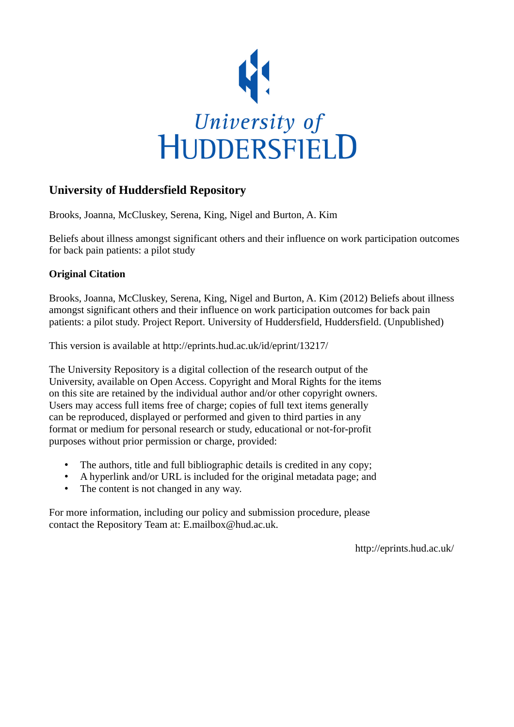University of
HUDDERSFIELD

## University of Huddersfield Repository

Brooks, Joanna, McCluskey, Serena, King, Nigel and Burton, A. Kim

Beliefs about illness amongst significant others and their influence on work participation outcomes for back pain patients: a pilot study

### Original Citation

Brooks, Joanna, McCluskey, Serena, King, Nigel and Burton, A. Kim (2012) Beliefs about illness amongst significant others and their influence on work participation outcomes for back pain patients: a pilot study. Project Report. University of Huddersfield, Huddersfield. (Unpublished)

This version is available at http://eprints.hud.ac.uk/id/eprint/13217/

The University Repository is a digital collection of the research output of the University, available on Open Access. Copyright and Moral Rights for the items on this site are retained by the individual author and/or other copyright owners. Users may access full items free of charge; copies of full text items generally can be reproduced, displayed or performed and given to third parties in any format or medium for personal research or study, educational or not-for-profit purposes without prior permission or charge, provided:

- The authors, title and full bibliographic details is credited in any copy;
- A hyperlink and/or URL is included for the original metadata page; and
- The content is not changed in any way.

For more information, including our policy and submission procedure, please contact the Repository Team at: E.mailbox@hud.ac.uk.

http://eprints.hud.ac.uk/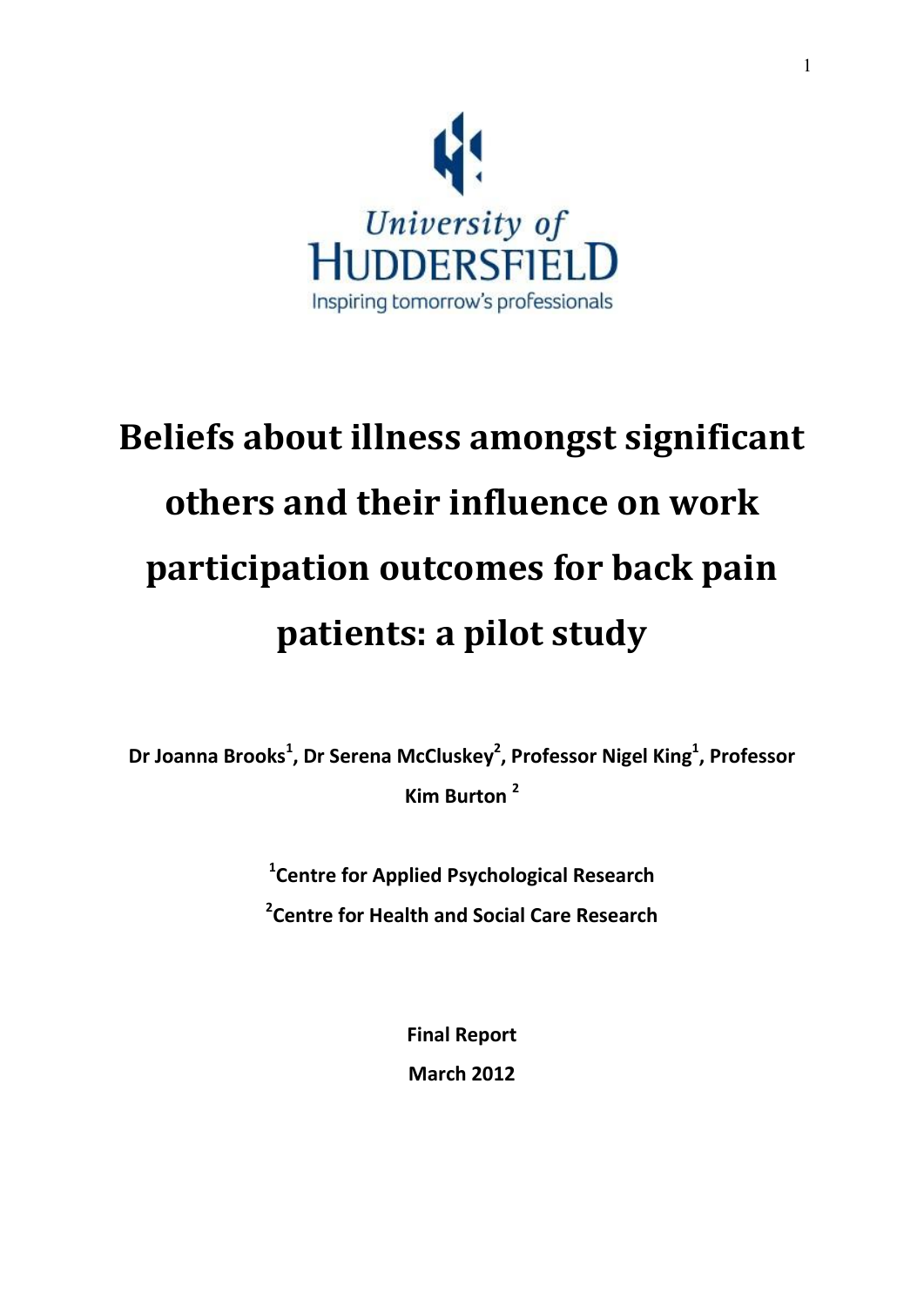University of HUDDERSFIELD

Inspiring tomorrow's professionals

# Beliefs about illness amongst significant others and their influence on work participation outcomes for back pain patients: a pilot study

**Dr Joanna Brooks[1], Dr Serena McCluskey[2], Professor Nigel King[1], Professor Kim Burton [2]**

**[1]Centre for Applied Psychological Research**

**[2]Centre for Health and Social Care Research**

**Final Report**

**March 2012**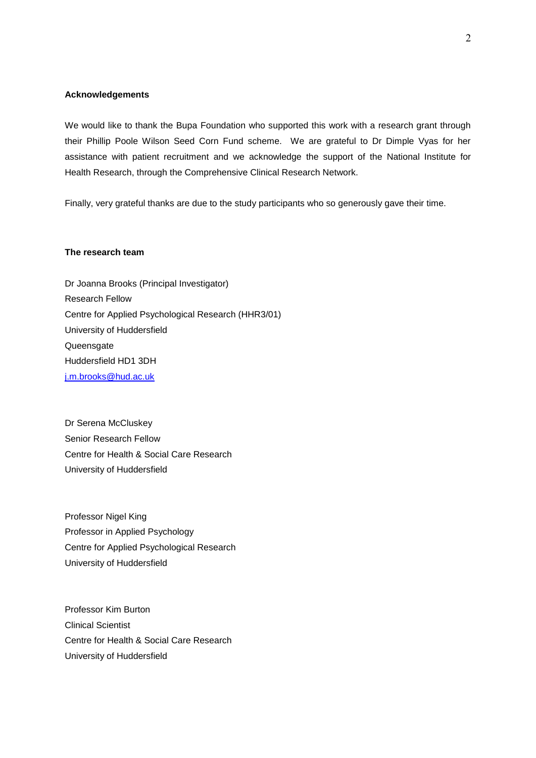**Acknowledgements**

We would like to thank the Bupa Foundation who supported this work with a research grant through their Phillip Poole Wilson Seed Corn Fund scheme. We are grateful to Dr Dimple Vyas for her assistance with patient recruitment and we acknowledge the support of the National Institute for Health Research, through the Comprehensive Clinical Research Network.

Finally, very grateful thanks are due to the study participants who so generously gave their time.

**The research team**

Dr Joanna Brooks (Principal Investigator)
Research Fellow
Centre for Applied Psychological Research (HHR3/01)
University of Huddersfield
Queensgate
Huddersfield HD1 3DH
j.m.brooks@hud.ac.uk

Dr Serena McCluskey
Senior Research Fellow
Centre for Health & Social Care Research
University of Huddersfield

Professor Nigel King
Professor in Applied Psychology
Centre for Applied Psychological Research
University of Huddersfield

Professor Kim Burton
Clinical Scientist
Centre for Health & Social Care Research
University of Huddersfield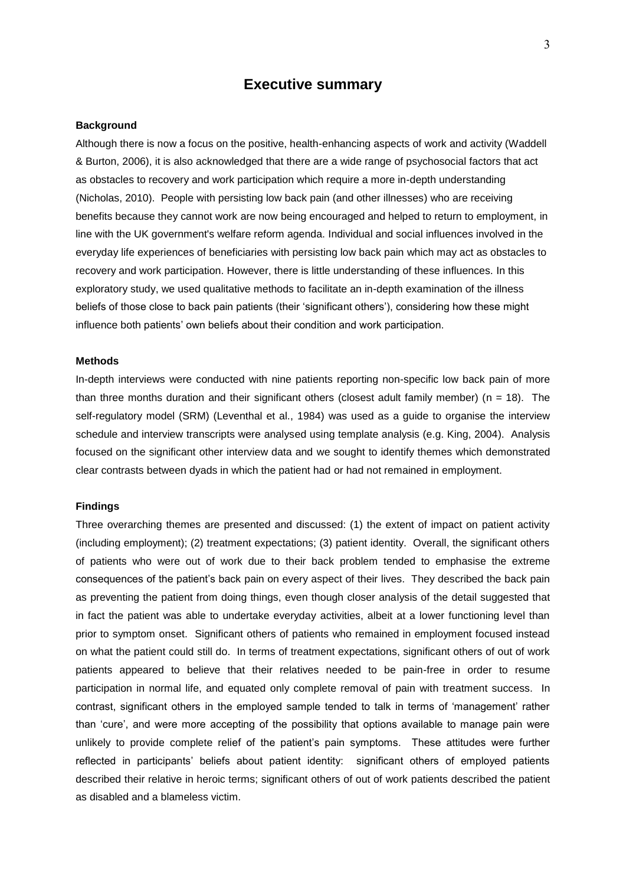# Executive summary

**Background**

Although there is now a focus on the positive, health-enhancing aspects of work and activity (Waddell & Burton, 2006), it is also acknowledged that there are a wide range of psychosocial factors that act as obstacles to recovery and work participation which require a more in-depth understanding (Nicholas, 2010). People with persisting low back pain (and other illnesses) who are receiving benefits because they cannot work are now being encouraged and helped to return to employment, in line with the UK government's welfare reform agenda. Individual and social influences involved in the everyday life experiences of beneficiaries with persisting low back pain which may act as obstacles to recovery and work participation. However, there is little understanding of these influences. In this exploratory study, we used qualitative methods to facilitate an in-depth examination of the illness beliefs of those close to back pain patients (their 'significant others'), considering how these might influence both patients' own beliefs about their condition and work participation.

**Methods**

In-depth interviews were conducted with nine patients reporting non-specific low back pain of more than three months duration and their significant others (closest adult family member) ($n = 18$). The self-regulatory model (SRM) (Leventhal et al., 1984) was used as a guide to organise the interview schedule and interview transcripts were analysed using template analysis (e.g. King, 2004). Analysis focused on the significant other interview data and we sought to identify themes which demonstrated clear contrasts between dyads in which the patient had or had not remained in employment.

**Findings**

Three overarching themes are presented and discussed: (1) the extent of impact on patient activity (including employment); (2) treatment expectations; (3) patient identity. Overall, the significant others of patients who were out of work due to their back problem tended to emphasise the extreme consequences of the patient's back pain on every aspect of their lives. They described the back pain as preventing the patient from doing things, even though closer analysis of the detail suggested that in fact the patient was able to undertake everyday activities, albeit at a lower functioning level than prior to symptom onset. Significant others of patients who remained in employment focused instead on what the patient could still do. In terms of treatment expectations, significant others of out of work patients appeared to believe that their relatives needed to be pain-free in order to resume participation in normal life, and equated only complete removal of pain with treatment success. In contrast, significant others in the employed sample tended to talk in terms of 'management' rather than 'cure', and were more accepting of the possibility that options available to manage pain were unlikely to provide complete relief of the patient's pain symptoms. These attitudes were further reflected in participants' beliefs about patient identity: significant others of employed patients described their relative in heroic terms; significant others of out of work patients described the patient as disabled and a blameless victim.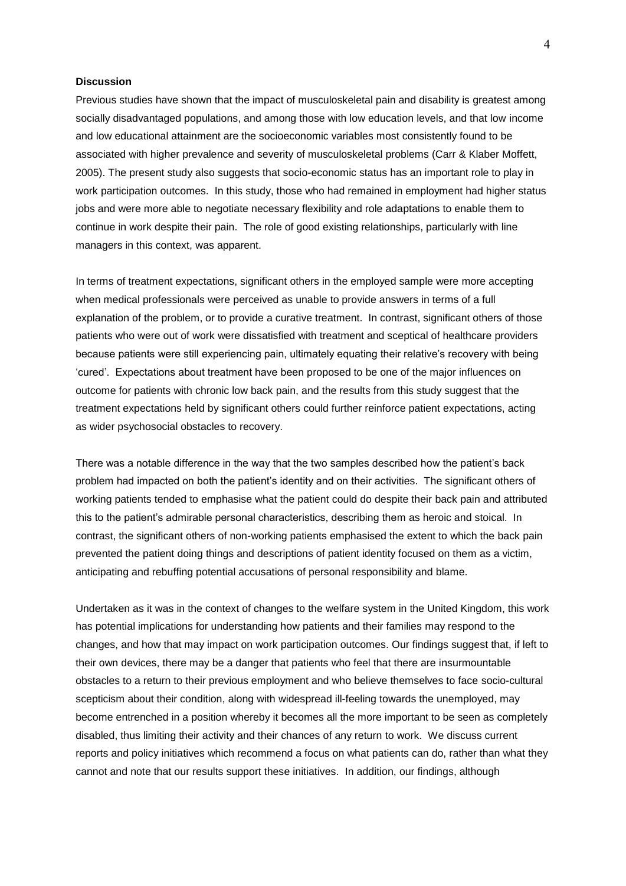**Discussion**

Previous studies have shown that the impact of musculoskeletal pain and disability is greatest among socially disadvantaged populations, and among those with low education levels, and that low income and low educational attainment are the socioeconomic variables most consistently found to be associated with higher prevalence and severity of musculoskeletal problems (Carr & Klaber Moffett, 2005). The present study also suggests that socio-economic status has an important role to play in work participation outcomes. In this study, those who had remained in employment had higher status jobs and were more able to negotiate necessary flexibility and role adaptations to enable them to continue in work despite their pain. The role of good existing relationships, particularly with line managers in this context, was apparent.

In terms of treatment expectations, significant others in the employed sample were more accepting when medical professionals were perceived as unable to provide answers in terms of a full explanation of the problem, or to provide a curative treatment. In contrast, significant others of those patients who were out of work were dissatisfied with treatment and sceptical of healthcare providers because patients were still experiencing pain, ultimately equating their relative's recovery with being 'cured'. Expectations about treatment have been proposed to be one of the major influences on outcome for patients with chronic low back pain, and the results from this study suggest that the treatment expectations held by significant others could further reinforce patient expectations, acting as wider psychosocial obstacles to recovery.

There was a notable difference in the way that the two samples described how the patient's back problem had impacted on both the patient's identity and on their activities. The significant others of working patients tended to emphasise what the patient could do despite their back pain and attributed this to the patient's admirable personal characteristics, describing them as heroic and stoical. In contrast, the significant others of non-working patients emphasised the extent to which the back pain prevented the patient doing things and descriptions of patient identity focused on them as a victim, anticipating and rebuffing potential accusations of personal responsibility and blame.

Undertaken as it was in the context of changes to the welfare system in the United Kingdom, this work has potential implications for understanding how patients and their families may respond to the changes, and how that may impact on work participation outcomes. Our findings suggest that, if left to their own devices, there may be a danger that patients who feel that there are insurmountable obstacles to a return to their previous employment and who believe themselves to face socio-cultural scepticism about their condition, along with widespread ill-feeling towards the unemployed, may become entrenched in a position whereby it becomes all the more important to be seen as completely disabled, thus limiting their activity and their chances of any return to work. We discuss current reports and policy initiatives which recommend a focus on what patients can do, rather than what they cannot and note that our results support these initiatives. In addition, our findings, although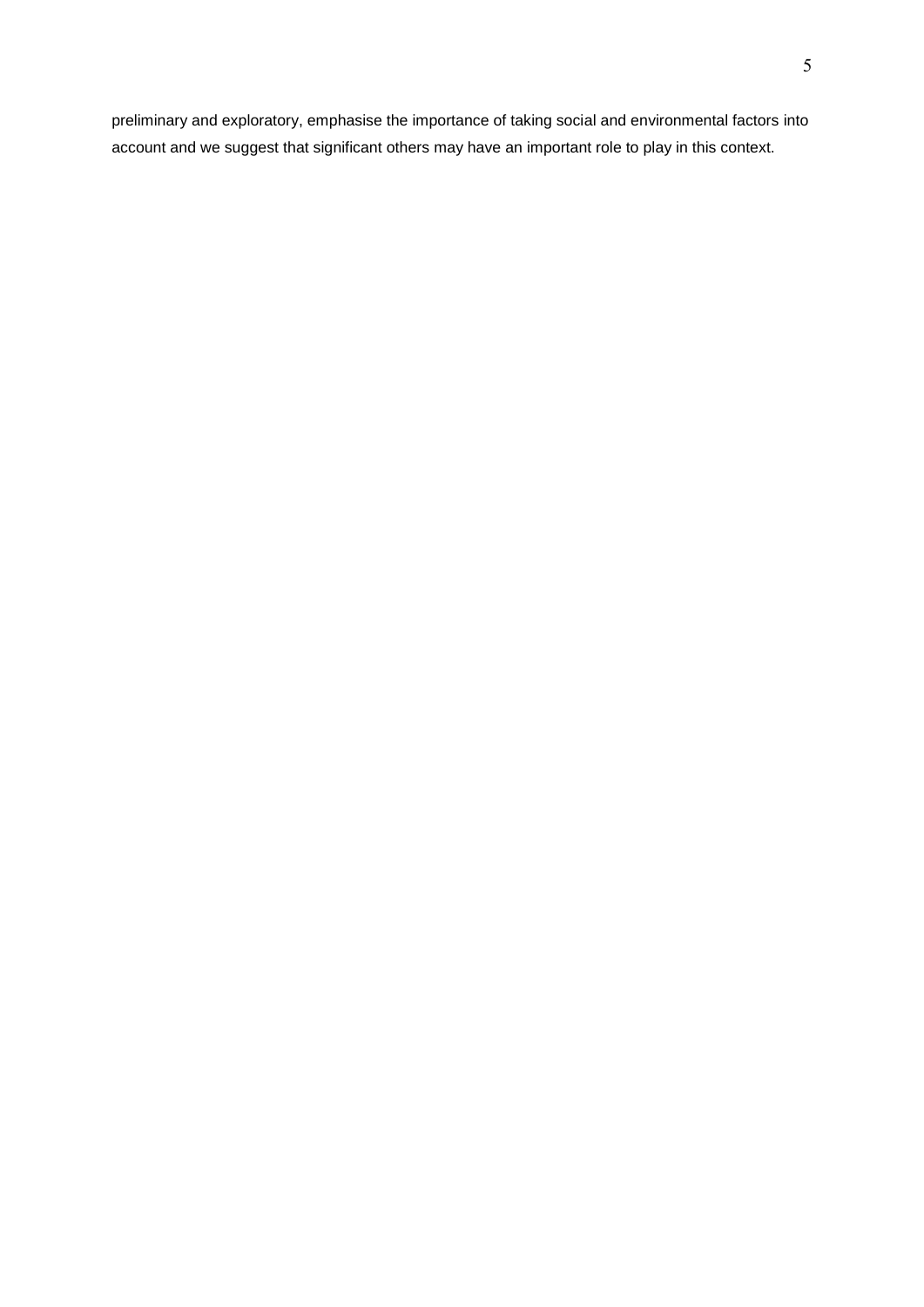preliminary and exploratory, emphasise the importance of taking social and environmental factors into account and we suggest that significant others may have an important role to play in this context.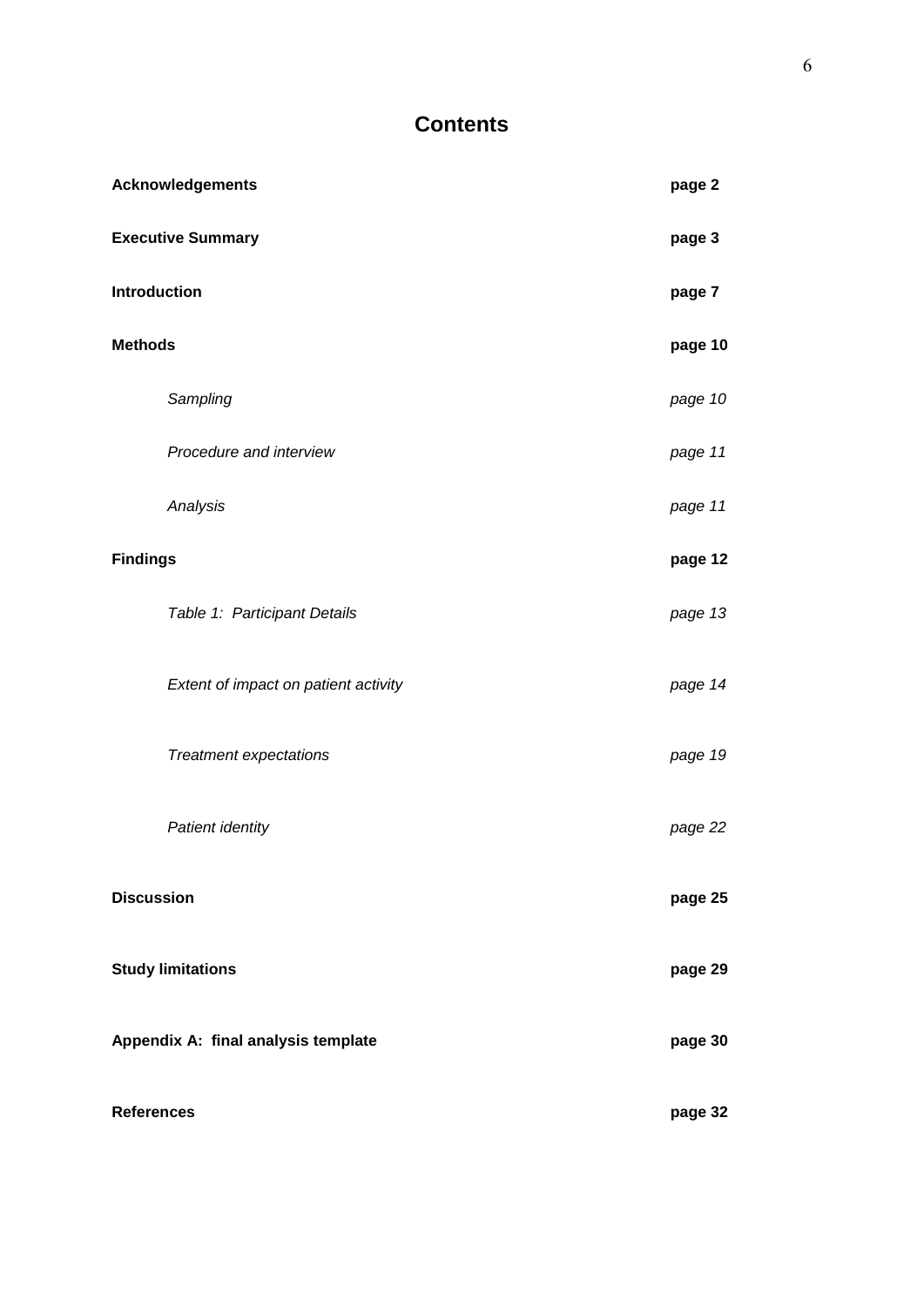# Contents

| | |
|---|---|
| **Acknowledgements** | **page 2** |
| **Executive Summary** | **page 3** |
| **Introduction** | **page 7** |
| **Methods** | **page 10** |
| *Sampling* | *page 10* |
| *Procedure and interview* | *page 11* |
| *Analysis* | *page 11* |
| **Findings** | **page 12** |
| *Table 1: Participant Details* | *page 13* |
| *Extent of impact on patient activity* | *page 14* |
| *Treatment expectations* | *page 19* |
| *Patient identity* | *page 22* |
| **Discussion** | **page 25** |
| **Study limitations** | **page 29** |
| **Appendix A: final analysis template** | **page 30** |
| **References** | **page 32** |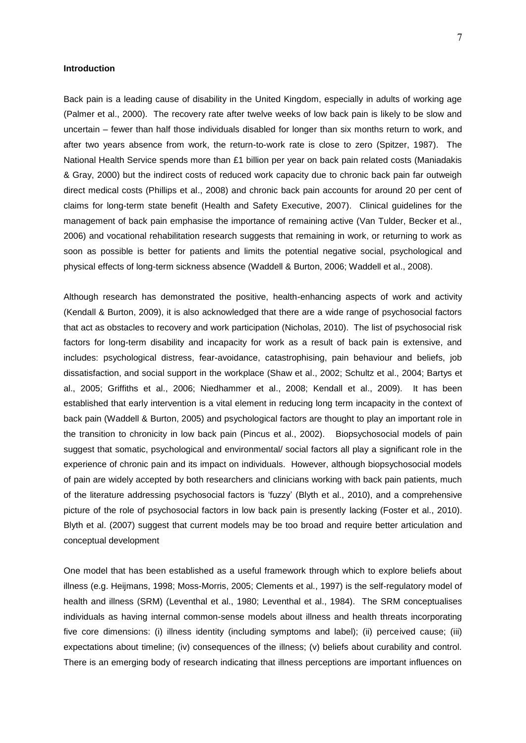#### Introduction

Back pain is a leading cause of disability in the United Kingdom, especially in adults of working age (Palmer et al., 2000). The recovery rate after twelve weeks of low back pain is likely to be slow and uncertain – fewer than half those individuals disabled for longer than six months return to work, and after two years absence from work, the return-to-work rate is close to zero (Spitzer, 1987). The National Health Service spends more than £1 billion per year on back pain related costs (Maniadakis & Gray, 2000) but the indirect costs of reduced work capacity due to chronic back pain far outweigh direct medical costs (Phillips et al., 2008) and chronic back pain accounts for around 20 per cent of claims for long-term state benefit (Health and Safety Executive, 2007). Clinical guidelines for the management of back pain emphasise the importance of remaining active (Van Tulder, Becker et al., 2006) and vocational rehabilitation research suggests that remaining in work, or returning to work as soon as possible is better for patients and limits the potential negative social, psychological and physical effects of long-term sickness absence (Waddell & Burton, 2006; Waddell et al., 2008).

Although research has demonstrated the positive, health-enhancing aspects of work and activity (Kendall & Burton, 2009), it is also acknowledged that there are a wide range of psychosocial factors that act as obstacles to recovery and work participation (Nicholas, 2010). The list of psychosocial risk factors for long-term disability and incapacity for work as a result of back pain is extensive, and includes: psychological distress, fear-avoidance, catastrophising, pain behaviour and beliefs, job dissatisfaction, and social support in the workplace (Shaw et al., 2002; Schultz et al., 2004; Bartys et al., 2005; Griffiths et al., 2006; Niedhammer et al., 2008; Kendall et al., 2009). It has been established that early intervention is a vital element in reducing long term incapacity in the context of back pain (Waddell & Burton, 2005) and psychological factors are thought to play an important role in the transition to chronicity in low back pain (Pincus et al., 2002). Biopsychosocial models of pain suggest that somatic, psychological and environmental/ social factors all play a significant role in the experience of chronic pain and its impact on individuals. However, although biopsychosocial models of pain are widely accepted by both researchers and clinicians working with back pain patients, much of the literature addressing psychosocial factors is 'fuzzy' (Blyth et al., 2010), and a comprehensive picture of the role of psychosocial factors in low back pain is presently lacking (Foster et al., 2010). Blyth et al. (2007) suggest that current models may be too broad and require better articulation and conceptual development

One model that has been established as a useful framework through which to explore beliefs about illness (e.g. Heijmans, 1998; Moss-Morris, 2005; Clements et al., 1997) is the self-regulatory model of health and illness (SRM) (Leventhal et al., 1980; Leventhal et al., 1984). The SRM conceptualises individuals as having internal common-sense models about illness and health threats incorporating five core dimensions: (i) illness identity (including symptoms and label); (ii) perceived cause; (iii) expectations about timeline; (iv) consequences of the illness; (v) beliefs about curability and control. There is an emerging body of research indicating that illness perceptions are important influences on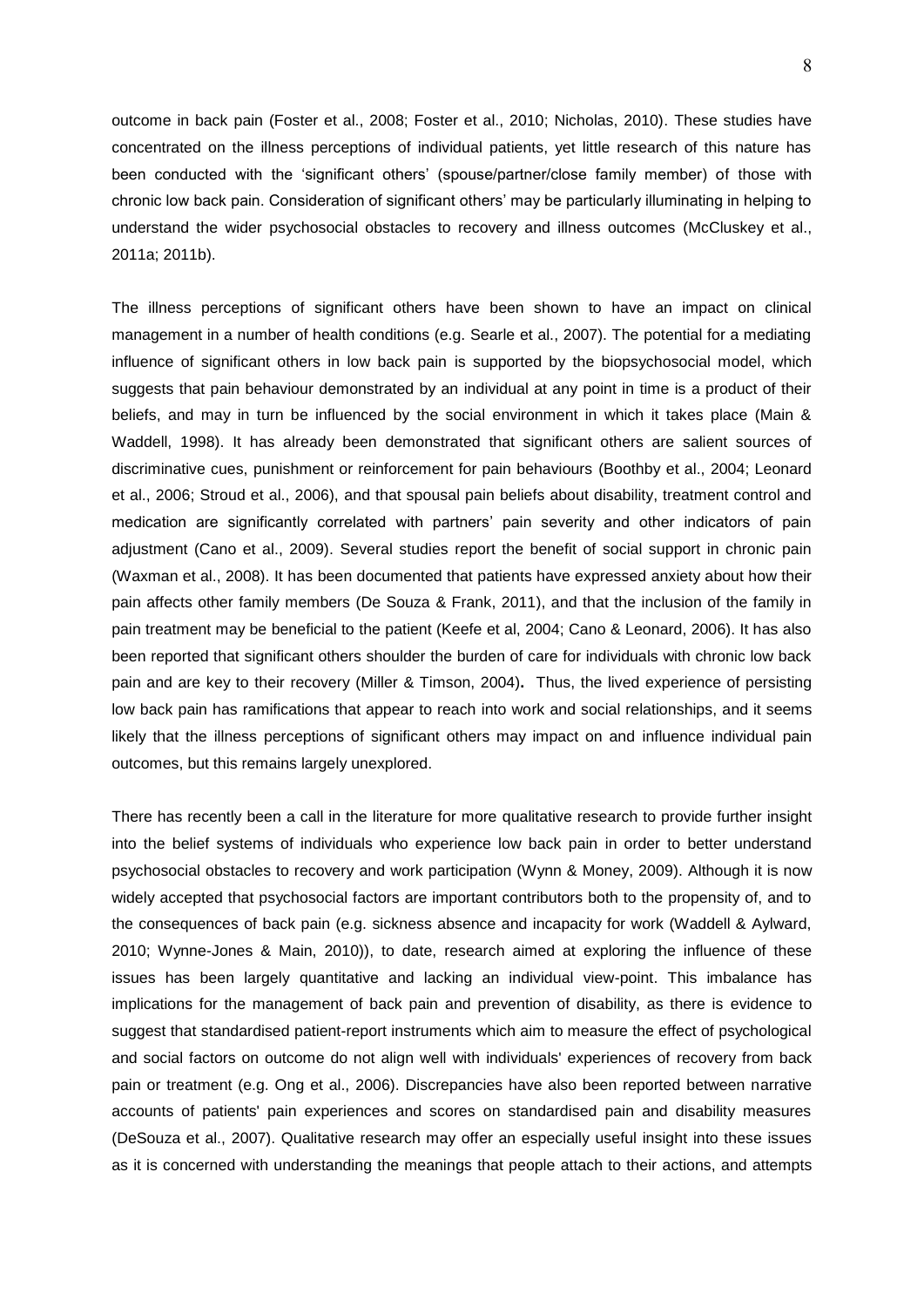outcome in back pain (Foster et al., 2008; Foster et al., 2010; Nicholas, 2010). These studies have concentrated on the illness perceptions of individual patients, yet little research of this nature has been conducted with the 'significant others' (spouse/partner/close family member) of those with chronic low back pain. Consideration of significant others' may be particularly illuminating in helping to understand the wider psychosocial obstacles to recovery and illness outcomes (McCluskey et al., 2011a; 2011b).

The illness perceptions of significant others have been shown to have an impact on clinical management in a number of health conditions (e.g. Searle et al., 2007). The potential for a mediating influence of significant others in low back pain is supported by the biopsychosocial model, which suggests that pain behaviour demonstrated by an individual at any point in time is a product of their beliefs, and may in turn be influenced by the social environment in which it takes place (Main & Waddell, 1998). It has already been demonstrated that significant others are salient sources of discriminative cues, punishment or reinforcement for pain behaviours (Boothby et al., 2004; Leonard et al., 2006; Stroud et al., 2006), and that spousal pain beliefs about disability, treatment control and medication are significantly correlated with partners' pain severity and other indicators of pain adjustment (Cano et al., 2009). Several studies report the benefit of social support in chronic pain (Waxman et al., 2008). It has been documented that patients have expressed anxiety about how their pain affects other family members (De Souza & Frank, 2011), and that the inclusion of the family in pain treatment may be beneficial to the patient (Keefe et al, 2004; Cano & Leonard, 2006). It has also been reported that significant others shoulder the burden of care for individuals with chronic low back pain and are key to their recovery (Miller & Timson, 2004). Thus, the lived experience of persisting low back pain has ramifications that appear to reach into work and social relationships, and it seems likely that the illness perceptions of significant others may impact on and influence individual pain outcomes, but this remains largely unexplored.

There has recently been a call in the literature for more qualitative research to provide further insight into the belief systems of individuals who experience low back pain in order to better understand psychosocial obstacles to recovery and work participation (Wynn & Money, 2009). Although it is now widely accepted that psychosocial factors are important contributors both to the propensity of, and to the consequences of back pain (e.g. sickness absence and incapacity for work (Waddell & Aylward, 2010; Wynne-Jones & Main, 2010)), to date, research aimed at exploring the influence of these issues has been largely quantitative and lacking an individual view-point. This imbalance has implications for the management of back pain and prevention of disability, as there is evidence to suggest that standardised patient-report instruments which aim to measure the effect of psychological and social factors on outcome do not align well with individuals' experiences of recovery from back pain or treatment (e.g. Ong et al., 2006). Discrepancies have also been reported between narrative accounts of patients' pain experiences and scores on standardised pain and disability measures (DeSouza et al., 2007). Qualitative research may offer an especially useful insight into these issues as it is concerned with understanding the meanings that people attach to their actions, and attempts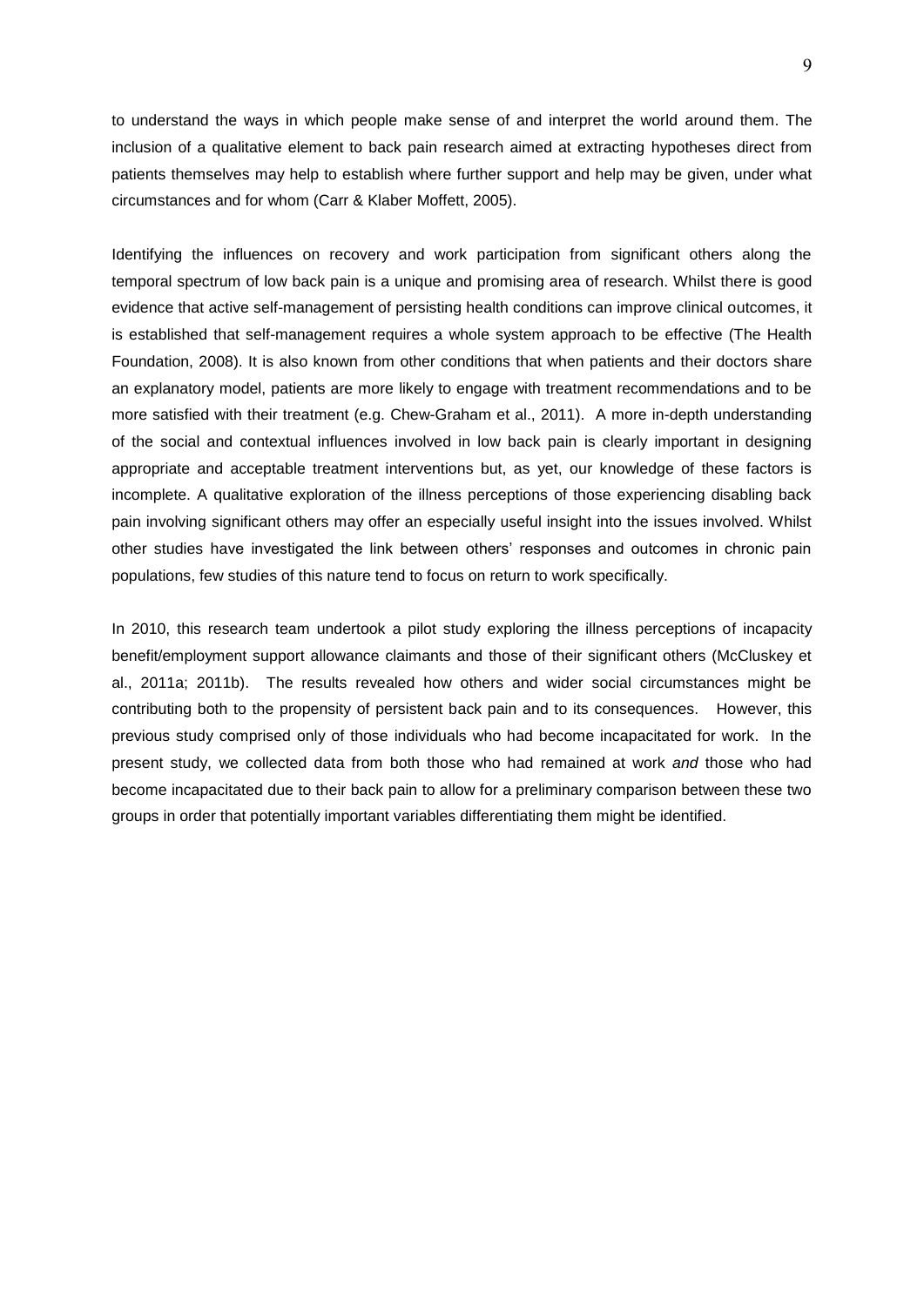to understand the ways in which people make sense of and interpret the world around them. The inclusion of a qualitative element to back pain research aimed at extracting hypotheses direct from patients themselves may help to establish where further support and help may be given, under what circumstances and for whom (Carr & Klaber Moffett, 2005).

Identifying the influences on recovery and work participation from significant others along the temporal spectrum of low back pain is a unique and promising area of research. Whilst there is good evidence that active self-management of persisting health conditions can improve clinical outcomes, it is established that self-management requires a whole system approach to be effective (The Health Foundation, 2008). It is also known from other conditions that when patients and their doctors share an explanatory model, patients are more likely to engage with treatment recommendations and to be more satisfied with their treatment (e.g. Chew-Graham et al., 2011). A more in-depth understanding of the social and contextual influences involved in low back pain is clearly important in designing appropriate and acceptable treatment interventions but, as yet, our knowledge of these factors is incomplete. A qualitative exploration of the illness perceptions of those experiencing disabling back pain involving significant others may offer an especially useful insight into the issues involved. Whilst other studies have investigated the link between others' responses and outcomes in chronic pain populations, few studies of this nature tend to focus on return to work specifically.

In 2010, this research team undertook a pilot study exploring the illness perceptions of incapacity benefit/employment support allowance claimants and those of their significant others (McCluskey et al., 2011a; 2011b). The results revealed how others and wider social circumstances might be contributing both to the propensity of persistent back pain and to its consequences. However, this previous study comprised only of those individuals who had become incapacitated for work. In the present study, we collected data from both those who had remained at work *and* those who had become incapacitated due to their back pain to allow for a preliminary comparison between these two groups in order that potentially important variables differentiating them might be identified.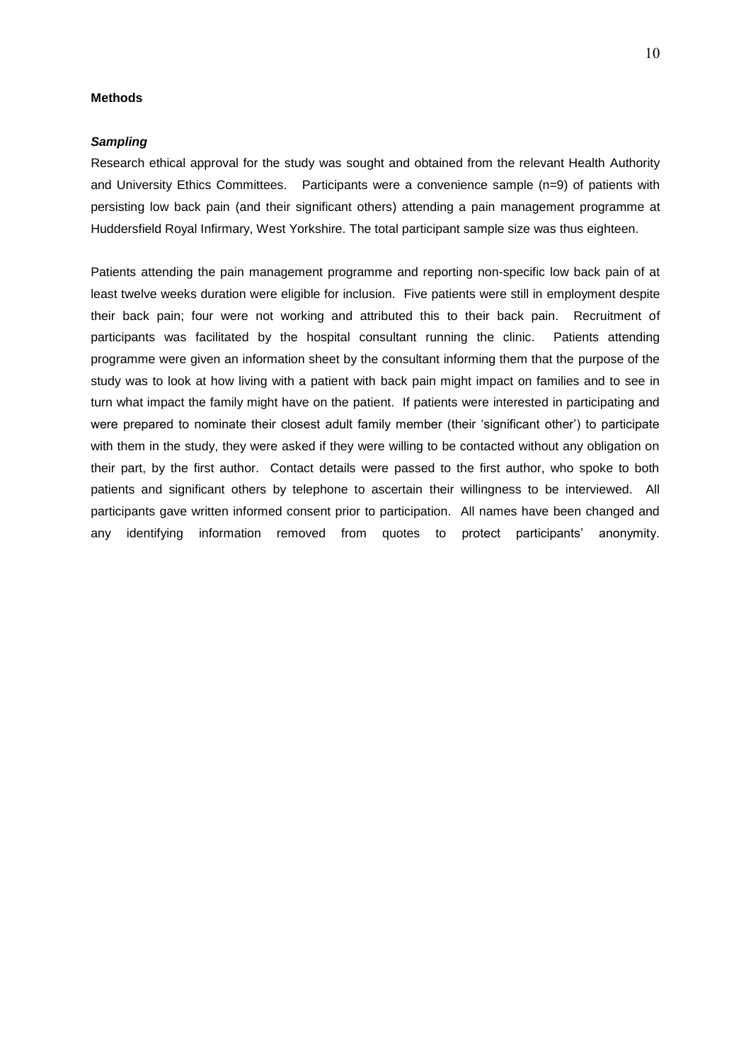## Methods

### *Sampling*

Research ethical approval for the study was sought and obtained from the relevant Health Authority and University Ethics Committees. Participants were a convenience sample (n=9) of patients with persisting low back pain (and their significant others) attending a pain management programme at Huddersfield Royal Infirmary, West Yorkshire. The total participant sample size was thus eighteen.

Patients attending the pain management programme and reporting non-specific low back pain of at least twelve weeks duration were eligible for inclusion. Five patients were still in employment despite their back pain; four were not working and attributed this to their back pain. Recruitment of participants was facilitated by the hospital consultant running the clinic. Patients attending programme were given an information sheet by the consultant informing them that the purpose of the study was to look at how living with a patient with back pain might impact on families and to see in turn what impact the family might have on the patient. If patients were interested in participating and were prepared to nominate their closest adult family member (their 'significant other') to participate with them in the study, they were asked if they were willing to be contacted without any obligation on their part, by the first author. Contact details were passed to the first author, who spoke to both patients and significant others by telephone to ascertain their willingness to be interviewed. All participants gave written informed consent prior to participation. All names have been changed and any identifying information removed from quotes to protect participants' anonymity.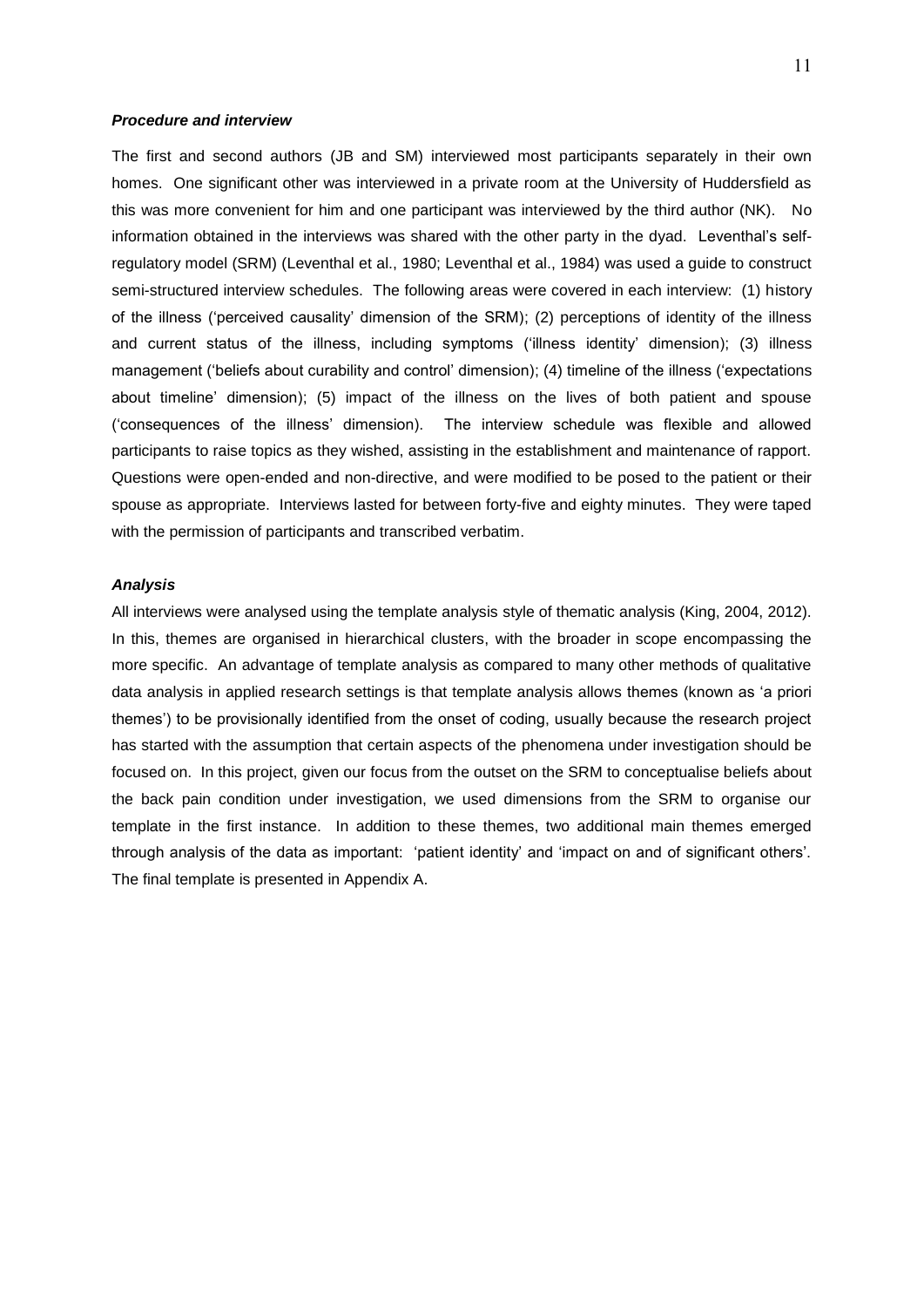### *Procedure and interview*

The first and second authors (JB and SM) interviewed most participants separately in their own homes. One significant other was interviewed in a private room at the University of Huddersfield as this was more convenient for him and one participant was interviewed by the third author (NK). No information obtained in the interviews was shared with the other party in the dyad. Leventhal's self-regulatory model (SRM) (Leventhal et al., 1980; Leventhal et al., 1984) was used a guide to construct semi-structured interview schedules. The following areas were covered in each interview: (1) history of the illness ('perceived causality' dimension of the SRM); (2) perceptions of identity of the illness and current status of the illness, including symptoms ('illness identity' dimension); (3) illness management ('beliefs about curability and control' dimension); (4) timeline of the illness ('expectations about timeline' dimension); (5) impact of the illness on the lives of both patient and spouse ('consequences of the illness' dimension). The interview schedule was flexible and allowed participants to raise topics as they wished, assisting in the establishment and maintenance of rapport. Questions were open-ended and non-directive, and were modified to be posed to the patient or their spouse as appropriate. Interviews lasted for between forty-five and eighty minutes. They were taped with the permission of participants and transcribed verbatim.

### *Analysis*

All interviews were analysed using the template analysis style of thematic analysis (King, 2004, 2012). In this, themes are organised in hierarchical clusters, with the broader in scope encompassing the more specific. An advantage of template analysis as compared to many other methods of qualitative data analysis in applied research settings is that template analysis allows themes (known as 'a priori themes') to be provisionally identified from the onset of coding, usually because the research project has started with the assumption that certain aspects of the phenomena under investigation should be focused on. In this project, given our focus from the outset on the SRM to conceptualise beliefs about the back pain condition under investigation, we used dimensions from the SRM to organise our template in the first instance. In addition to these themes, two additional main themes emerged through analysis of the data as important: 'patient identity' and 'impact on and of significant others'. The final template is presented in Appendix A.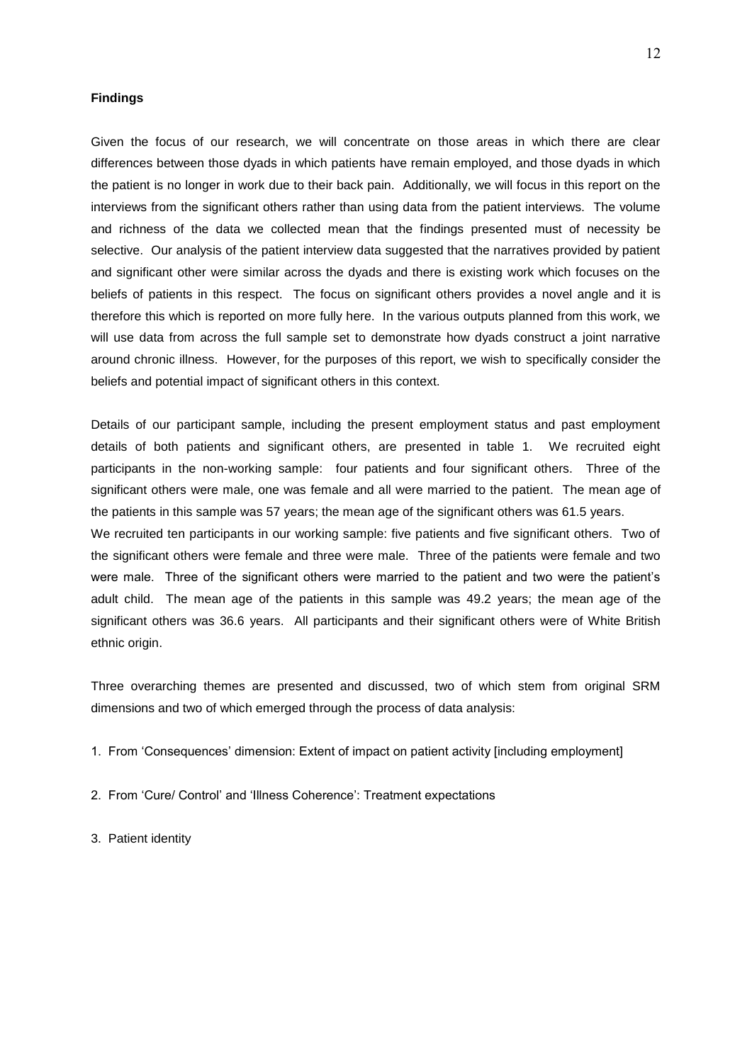**Findings**

Given the focus of our research, we will concentrate on those areas in which there are clear differences between those dyads in which patients have remain employed, and those dyads in which the patient is no longer in work due to their back pain. Additionally, we will focus in this report on the interviews from the significant others rather than using data from the patient interviews. The volume and richness of the data we collected mean that the findings presented must of necessity be selective. Our analysis of the patient interview data suggested that the narratives provided by patient and significant other were similar across the dyads and there is existing work which focuses on the beliefs of patients in this respect. The focus on significant others provides a novel angle and it is therefore this which is reported on more fully here. In the various outputs planned from this work, we will use data from across the full sample set to demonstrate how dyads construct a joint narrative around chronic illness. However, for the purposes of this report, we wish to specifically consider the beliefs and potential impact of significant others in this context.

Details of our participant sample, including the present employment status and past employment details of both patients and significant others, are presented in table 1. We recruited eight participants in the non-working sample: four patients and four significant others. Three of the significant others were male, one was female and all were married to the patient. The mean age of the patients in this sample was 57 years; the mean age of the significant others was 61.5 years.
We recruited ten participants in our working sample: five patients and five significant others. Two of the significant others were female and three were male. Three of the patients were female and two were male. Three of the significant others were married to the patient and two were the patient's adult child. The mean age of the patients in this sample was 49.2 years; the mean age of the significant others was 36.6 years. All participants and their significant others were of White British ethnic origin.

Three overarching themes are presented and discussed, two of which stem from original SRM dimensions and two of which emerged through the process of data analysis:

1. From 'Consequences' dimension: Extent of impact on patient activity [including employment]

2. From 'Cure/ Control' and 'Illness Coherence': Treatment expectations

3. Patient identity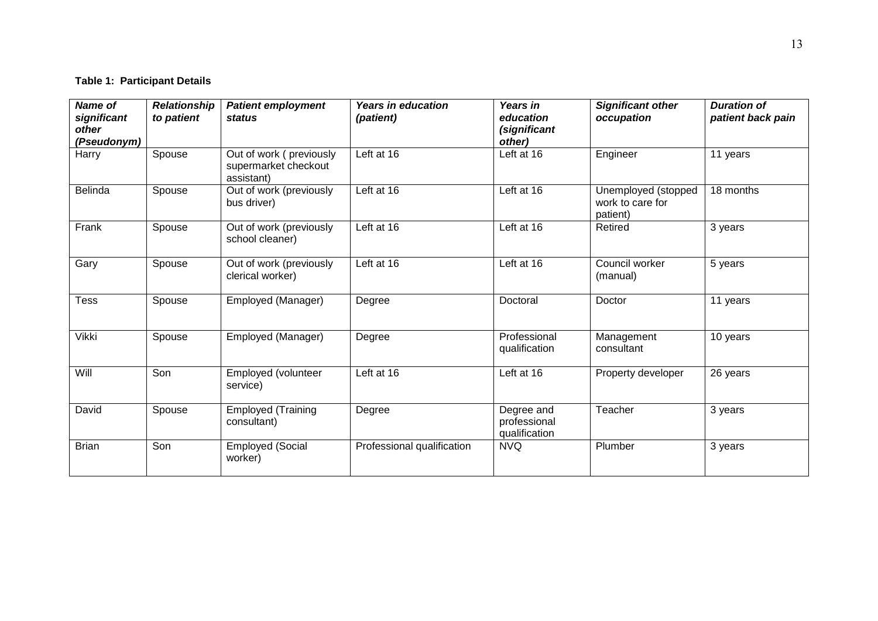**Table 1: Participant Details**

| *Name of significant other (Pseudonym)* | *Relationship to patient* | *Patient employment status* | *Years in education (patient)* | *Years in education (significant other)* | *Significant other occupation* | *Duration of patient back pain* |
|---|---|---|---|---|---|---|
| Harry | Spouse | Out of work ( previously supermarket checkout assistant) | Left at 16 | Left at 16 | Engineer | 11 years |
| Belinda | Spouse | Out of work (previously bus driver) | Left at 16 | Left at 16 | Unemployed (stopped work to care for patient) | 18 months |
| Frank | Spouse | Out of work (previously school cleaner) | Left at 16 | Left at 16 | Retired | 3 years |
| Gary | Spouse | Out of work (previously clerical worker) | Left at 16 | Left at 16 | Council worker (manual) | 5 years |
| Tess | Spouse | Employed (Manager) | Degree | Doctoral | Doctor | 11 years |
| Vikki | Spouse | Employed (Manager) | Degree | Professional qualification | Management consultant | 10 years |
| Will | Son | Employed (volunteer service) | Left at 16 | Left at 16 | Property developer | 26 years |
| David | Spouse | Employed (Training consultant) | Degree | Degree and professional qualification | Teacher | 3 years |
| Brian | Son | Employed (Social worker) | Professional qualification | NVQ | Plumber | 3 years |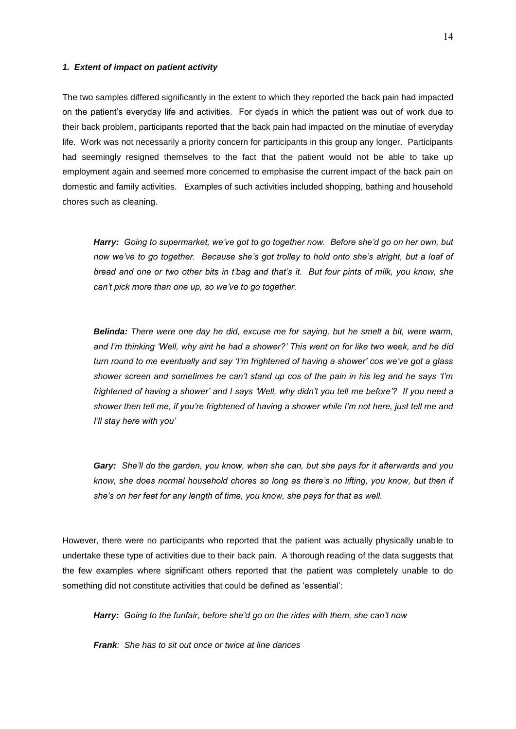### *1. Extent of impact on patient activity*

The two samples differed significantly in the extent to which they reported the back pain had impacted on the patient's everyday life and activities. For dyads in which the patient was out of work due to their back problem, participants reported that the back pain had impacted on the minutiae of everyday life. Work was not necessarily a priority concern for participants in this group any longer. Participants had seemingly resigned themselves to the fact that the patient would not be able to take up employment again and seemed more concerned to emphasise the current impact of the back pain on domestic and family activities. Examples of such activities included shopping, bathing and household chores such as cleaning.

> ***Harry:*** *Going to supermarket, we've got to go together now. Before she'd go on her own, but now we've to go together. Because she's got trolley to hold onto she's alright, but a loaf of bread and one or two other bits in t'bag and that's it. But four pints of milk, you know, she can't pick more than one up, so we've to go together.*

> ***Belinda:*** *There were one day he did, excuse me for saying, but he smelt a bit, were warm, and I'm thinking 'Well, why aint he had a shower?' This went on for like two week, and he did turn round to me eventually and say 'I'm frightened of having a shower' cos we've got a glass shower screen and sometimes he can't stand up cos of the pain in his leg and he says 'I'm frightened of having a shower' and I says 'Well, why didn't you tell me before'? If you need a shower then tell me, if you're frightened of having a shower while I'm not here, just tell me and I'll stay here with you'*

> ***Gary:*** *She'll do the garden, you know, when she can, but she pays for it afterwards and you know, she does normal household chores so long as there's no lifting, you know, but then if she's on her feet for any length of time, you know, she pays for that as well.*

However, there were no participants who reported that the patient was actually physically unable to undertake these type of activities due to their back pain. A thorough reading of the data suggests that the few examples where significant others reported that the patient was completely unable to do something did not constitute activities that could be defined as 'essential':

> ***Harry:*** *Going to the funfair, before she'd go on the rides with them, she can't now*

> ***Frank****: She has to sit out once or twice at line dances*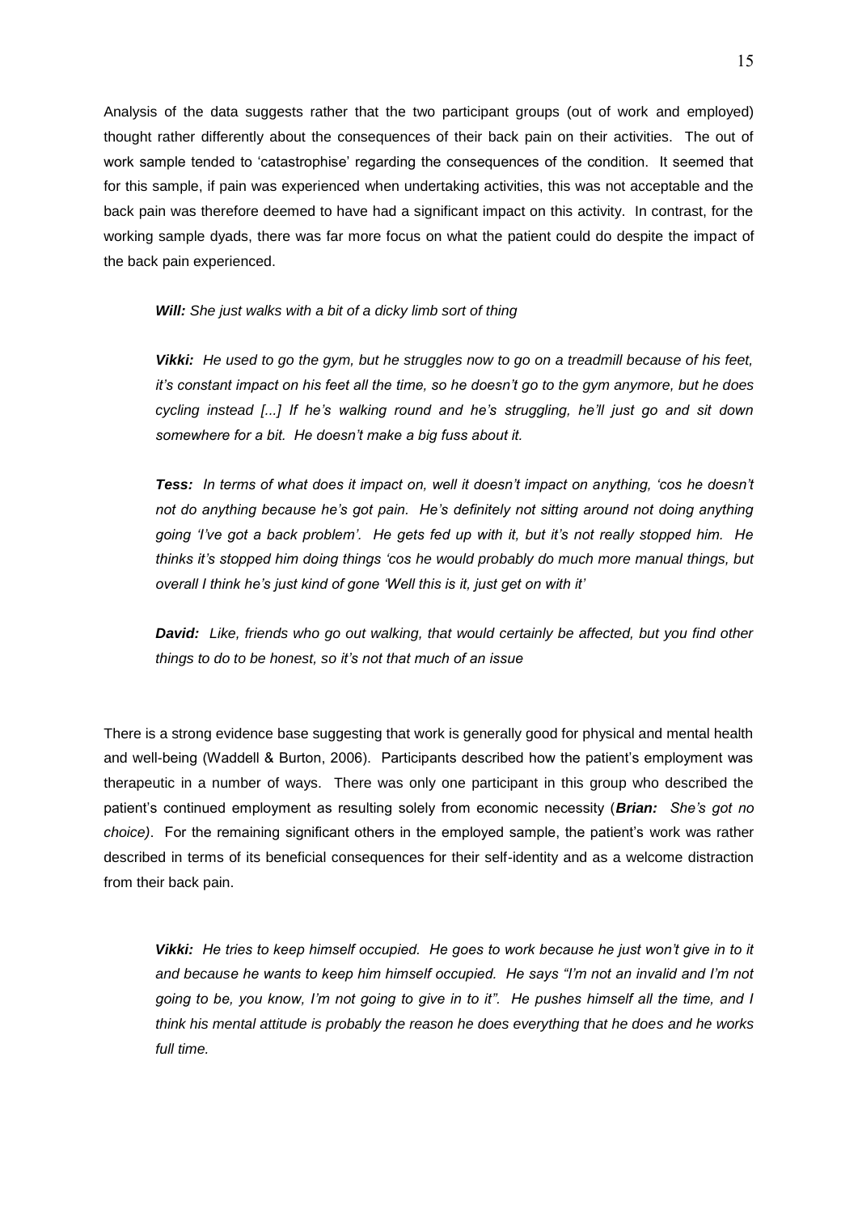Analysis of the data suggests rather that the two participant groups (out of work and employed) thought rather differently about the consequences of their back pain on their activities. The out of work sample tended to 'catastrophise' regarding the consequences of the condition. It seemed that for this sample, if pain was experienced when undertaking activities, this was not acceptable and the back pain was therefore deemed to have had a significant impact on this activity. In contrast, for the working sample dyads, there was far more focus on what the patient could do despite the impact of the back pain experienced.

> ***Will:*** *She just walks with a bit of a dicky limb sort of thing*
>
> ***Vikki:*** *He used to go the gym, but he struggles now to go on a treadmill because of his feet, it's constant impact on his feet all the time, so he doesn't go to the gym anymore, but he does cycling instead [...] If he's walking round and he's struggling, he'll just go and sit down somewhere for a bit. He doesn't make a big fuss about it.*
>
> ***Tess:*** *In terms of what does it impact on, well it doesn't impact on anything, 'cos he doesn't not do anything because he's got pain. He's definitely not sitting around not doing anything going 'I've got a back problem'. He gets fed up with it, but it's not really stopped him. He thinks it's stopped him doing things 'cos he would probably do much more manual things, but overall I think he's just kind of gone 'Well this is it, just get on with it'*
>
> ***David:*** *Like, friends who go out walking, that would certainly be affected, but you find other things to do to be honest, so it's not that much of an issue*

There is a strong evidence base suggesting that work is generally good for physical and mental health and well-being (Waddell & Burton, 2006). Participants described how the patient's employment was therapeutic in a number of ways. There was only one participant in this group who described the patient's continued employment as resulting solely from economic necessity (***Brian:*** *She's got no choice)*. For the remaining significant others in the employed sample, the patient's work was rather described in terms of its beneficial consequences for their self-identity and as a welcome distraction from their back pain.

> ***Vikki:*** *He tries to keep himself occupied. He goes to work because he just won't give in to it and because he wants to keep him himself occupied. He says "I'm not an invalid and I'm not going to be, you know, I'm not going to give in to it". He pushes himself all the time, and I think his mental attitude is probably the reason he does everything that he does and he works full time.*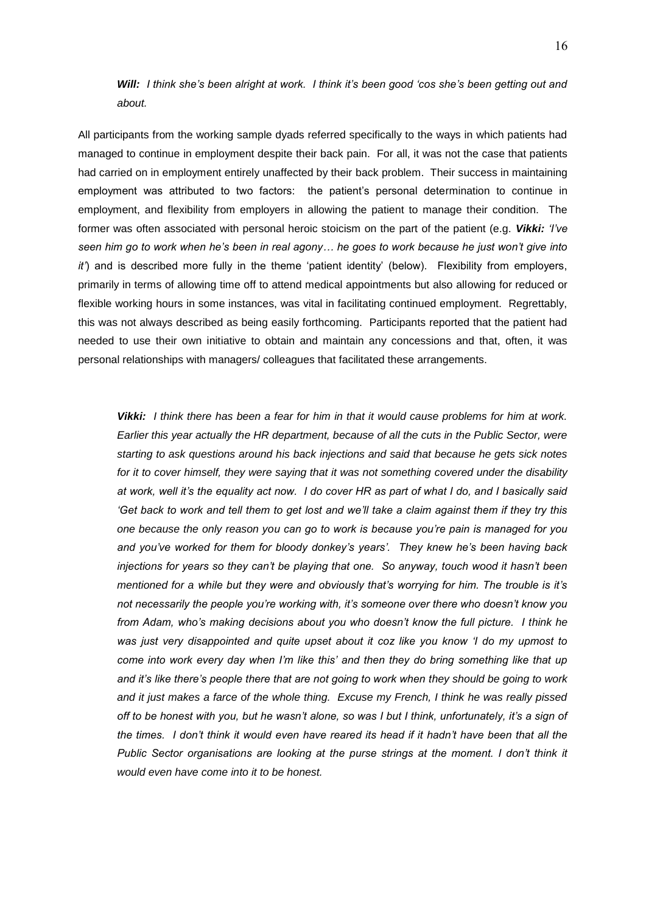> ***Will:** I think she's been alright at work. I think it's been good 'cos she's been getting out and about.*

All participants from the working sample dyads referred specifically to the ways in which patients had managed to continue in employment despite their back pain. For all, it was not the case that patients had carried on in employment entirely unaffected by their back problem. Their success in maintaining employment was attributed to two factors: the patient's personal determination to continue in employment, and flexibility from employers in allowing the patient to manage their condition. The former was often associated with personal heroic stoicism on the part of the patient (e.g. ***Vikki:*** *'I've seen him go to work when he's been in real agony… he goes to work because he just won't give into it'*) and is described more fully in the theme 'patient identity' (below). Flexibility from employers, primarily in terms of allowing time off to attend medical appointments but also allowing for reduced or flexible working hours in some instances, was vital in facilitating continued employment. Regrettably, this was not always described as being easily forthcoming. Participants reported that the patient had needed to use their own initiative to obtain and maintain any concessions and that, often, it was personal relationships with managers/ colleagues that facilitated these arrangements.

> ***Vikki:** I think there has been a fear for him in that it would cause problems for him at work. Earlier this year actually the HR department, because of all the cuts in the Public Sector, were starting to ask questions around his back injections and said that because he gets sick notes for it to cover himself, they were saying that it was not something covered under the disability at work, well it's the equality act now. I do cover HR as part of what I do, and I basically said 'Get back to work and tell them to get lost and we'll take a claim against them if they try this one because the only reason you can go to work is because you're pain is managed for you and you've worked for them for bloody donkey's years'. They knew he's been having back injections for years so they can't be playing that one. So anyway, touch wood it hasn't been mentioned for a while but they were and obviously that's worrying for him. The trouble is it's not necessarily the people you're working with, it's someone over there who doesn't know you from Adam, who's making decisions about you who doesn't know the full picture. I think he was just very disappointed and quite upset about it coz like you know 'I do my upmost to come into work every day when I'm like this' and then they do bring something like that up and it's like there's people there that are not going to work when they should be going to work and it just makes a farce of the whole thing. Excuse my French, I think he was really pissed off to be honest with you, but he wasn't alone, so was I but I think, unfortunately, it's a sign of the times. I don't think it would even have reared its head if it hadn't have been that all the Public Sector organisations are looking at the purse strings at the moment. I don't think it would even have come into it to be honest.*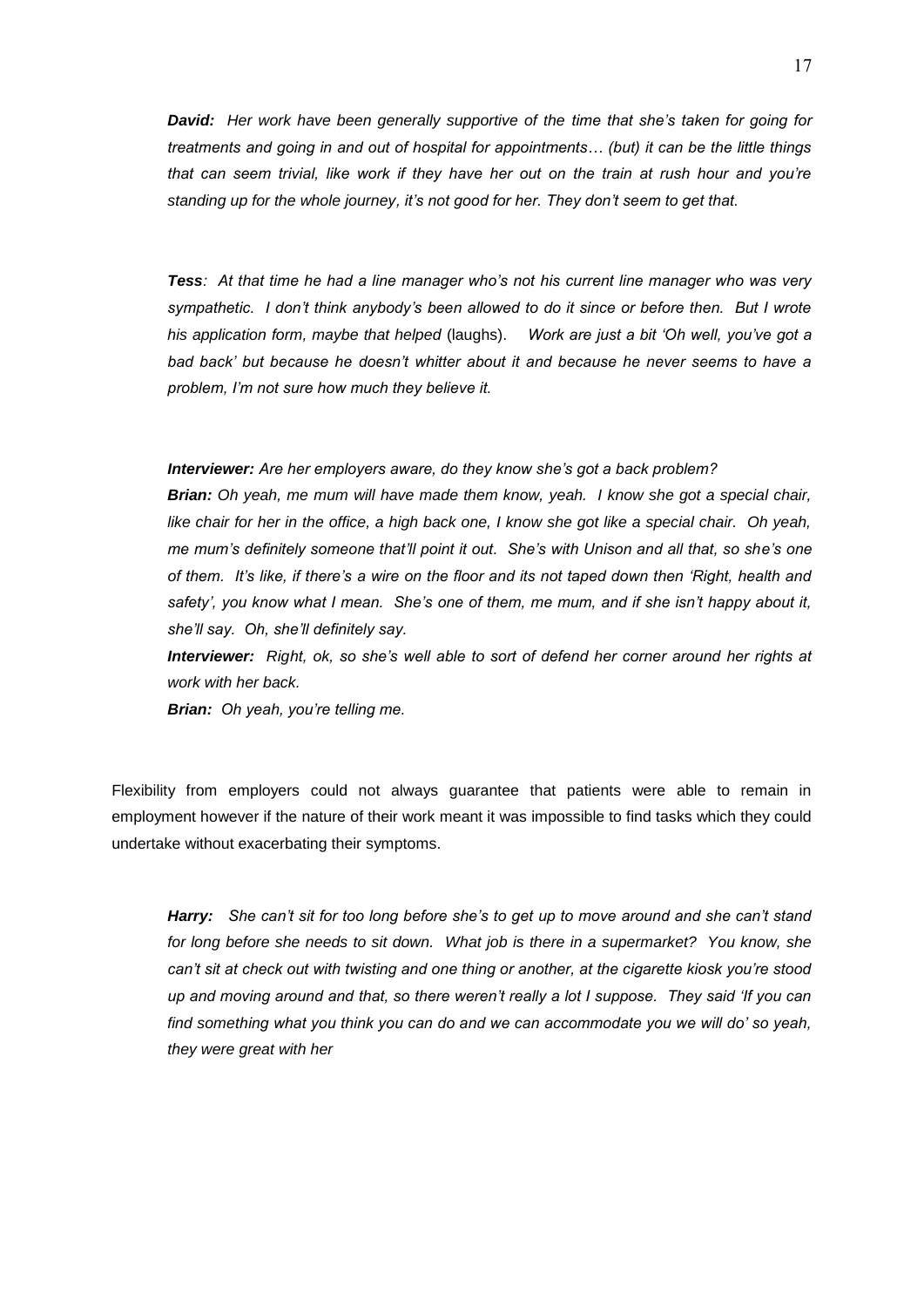***David:*** *Her work have been generally supportive of the time that she's taken for going for treatments and going in and out of hospital for appointments… (but) it can be the little things that can seem trivial, like work if they have her out on the train at rush hour and you're standing up for the whole journey, it's not good for her. They don't seem to get that.*

***Tess****: At that time he had a line manager who's not his current line manager who was very sympathetic. I don't think anybody's been allowed to do it since or before then. But I wrote his application form, maybe that helped* (laughs). *Work are just a bit 'Oh well, you've got a bad back' but because he doesn't whitter about it and because he never seems to have a problem, I'm not sure how much they believe it.*

***Interviewer:*** *Are her employers aware, do they know she's got a back problem?*

***Brian:*** *Oh yeah, me mum will have made them know, yeah. I know she got a special chair, like chair for her in the office, a high back one, I know she got like a special chair. Oh yeah, me mum's definitely someone that'll point it out. She's with Unison and all that, so she's one of them. It's like, if there's a wire on the floor and its not taped down then 'Right, health and safety', you know what I mean. She's one of them, me mum, and if she isn't happy about it, she'll say. Oh, she'll definitely say.*

***Interviewer:*** *Right, ok, so she's well able to sort of defend her corner around her rights at work with her back.*

***Brian:*** *Oh yeah, you're telling me.*

Flexibility from employers could not always guarantee that patients were able to remain in employment however if the nature of their work meant it was impossible to find tasks which they could undertake without exacerbating their symptoms.

***Harry:*** *She can't sit for too long before she's to get up to move around and she can't stand for long before she needs to sit down. What job is there in a supermarket? You know, she can't sit at check out with twisting and one thing or another, at the cigarette kiosk you're stood up and moving around and that, so there weren't really a lot I suppose. They said 'If you can find something what you think you can do and we can accommodate you we will do' so yeah, they were great with her*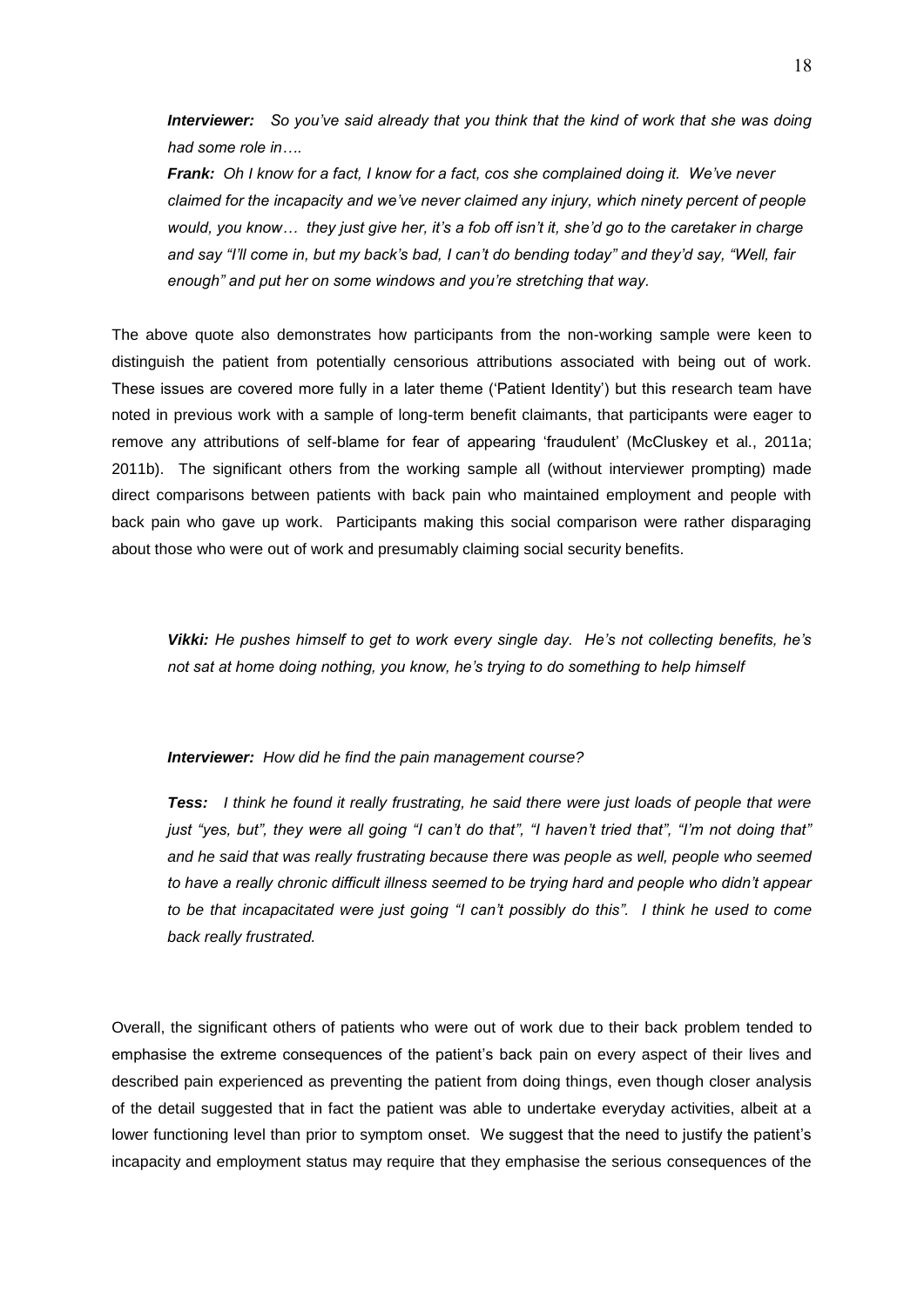*__Interviewer:__ So you've said already that you think that the kind of work that she was doing had some role in….*

*__Frank:__ Oh I know for a fact, I know for a fact, cos she complained doing it. We've never claimed for the incapacity and we've never claimed any injury, which ninety percent of people would, you know… they just give her, it's a fob off isn't it, she'd go to the caretaker in charge and say "I'll come in, but my back's bad, I can't do bending today" and they'd say, "Well, fair enough" and put her on some windows and you're stretching that way.*

The above quote also demonstrates how participants from the non-working sample were keen to distinguish the patient from potentially censorious attributions associated with being out of work. These issues are covered more fully in a later theme ('Patient Identity') but this research team have noted in previous work with a sample of long-term benefit claimants, that participants were eager to remove any attributions of self-blame for fear of appearing 'fraudulent' (McCluskey et al., 2011a; 2011b). The significant others from the working sample all (without interviewer prompting) made direct comparisons between patients with back pain who maintained employment and people with back pain who gave up work. Participants making this social comparison were rather disparaging about those who were out of work and presumably claiming social security benefits.

*__Vikki:__ He pushes himself to get to work every single day. He's not collecting benefits, he's not sat at home doing nothing, you know, he's trying to do something to help himself*

*__Interviewer:__ How did he find the pain management course?*

*__Tess:__ I think he found it really frustrating, he said there were just loads of people that were just "yes, but", they were all going "I can't do that", "I haven't tried that", "I'm not doing that" and he said that was really frustrating because there was people as well, people who seemed to have a really chronic difficult illness seemed to be trying hard and people who didn't appear to be that incapacitated were just going "I can't possibly do this". I think he used to come back really frustrated.*

Overall, the significant others of patients who were out of work due to their back problem tended to emphasise the extreme consequences of the patient's back pain on every aspect of their lives and described pain experienced as preventing the patient from doing things, even though closer analysis of the detail suggested that in fact the patient was able to undertake everyday activities, albeit at a lower functioning level than prior to symptom onset. We suggest that the need to justify the patient's incapacity and employment status may require that they emphasise the serious consequences of the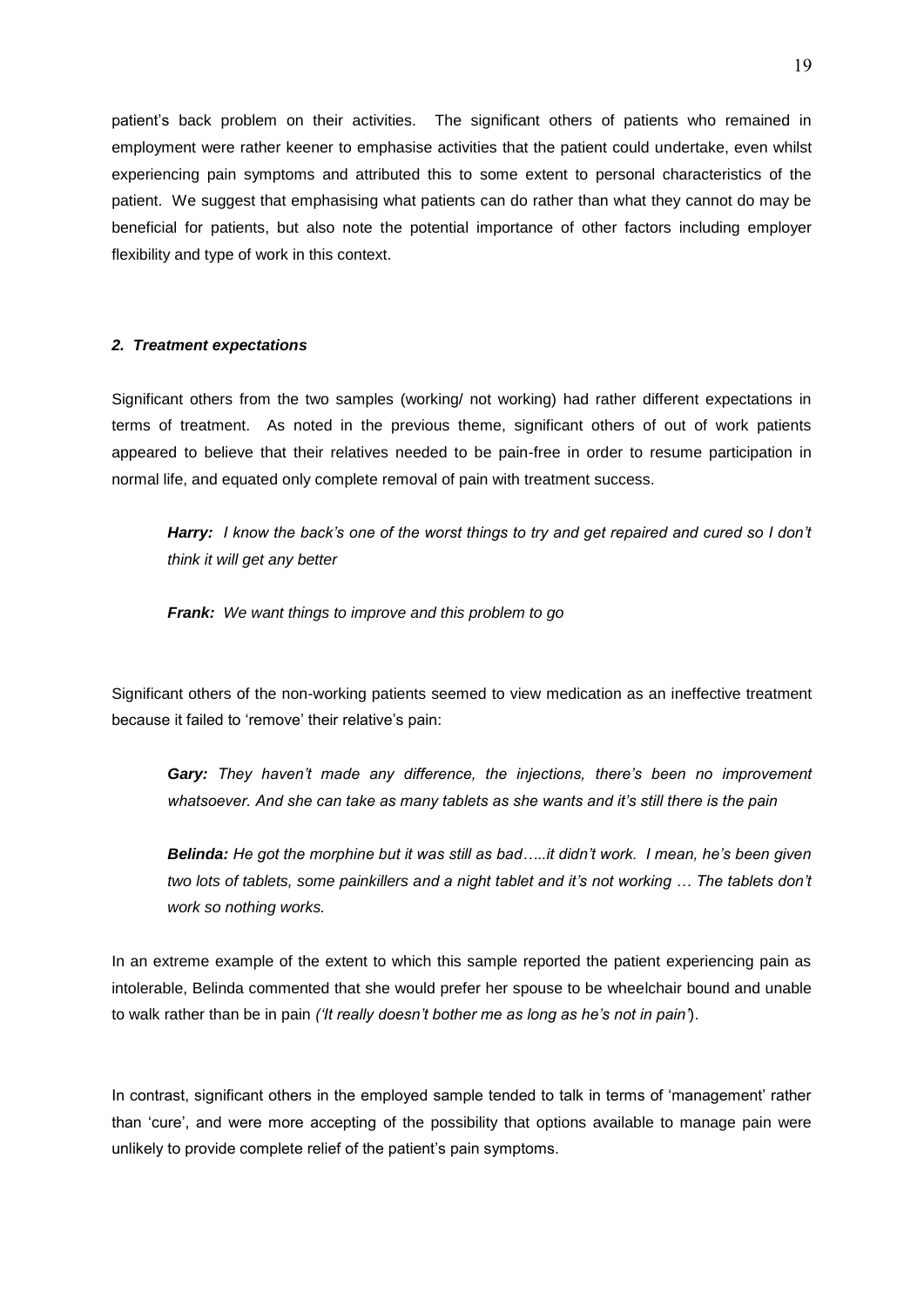patient's back problem on their activities. The significant others of patients who remained in employment were rather keener to emphasise activities that the patient could undertake, even whilst experiencing pain symptoms and attributed this to some extent to personal characteristics of the patient. We suggest that emphasising what patients can do rather than what they cannot do may be beneficial for patients, but also note the potential importance of other factors including employer flexibility and type of work in this context.

### *2. Treatment expectations*

Significant others from the two samples (working/ not working) had rather different expectations in terms of treatment. As noted in the previous theme, significant others of out of work patients appeared to believe that their relatives needed to be pain-free in order to resume participation in normal life, and equated only complete removal of pain with treatment success.

> ***Harry:*** *I know the back's one of the worst things to try and get repaired and cured so I don't think it will get any better*

> ***Frank:*** *We want things to improve and this problem to go*

Significant others of the non-working patients seemed to view medication as an ineffective treatment because it failed to 'remove' their relative's pain:

> ***Gary:*** *They haven't made any difference, the injections, there's been no improvement whatsoever. And she can take as many tablets as she wants and it's still there is the pain*

> ***Belinda:*** *He got the morphine but it was still as bad…..it didn't work. I mean, he's been given two lots of tablets, some painkillers and a night tablet and it's not working … The tablets don't work so nothing works.*

In an extreme example of the extent to which this sample reported the patient experiencing pain as intolerable, Belinda commented that she would prefer her spouse to be wheelchair bound and unable to walk rather than be in pain *('It really doesn't bother me as long as he's not in pain'*).

In contrast, significant others in the employed sample tended to talk in terms of 'management' rather than 'cure', and were more accepting of the possibility that options available to manage pain were unlikely to provide complete relief of the patient's pain symptoms.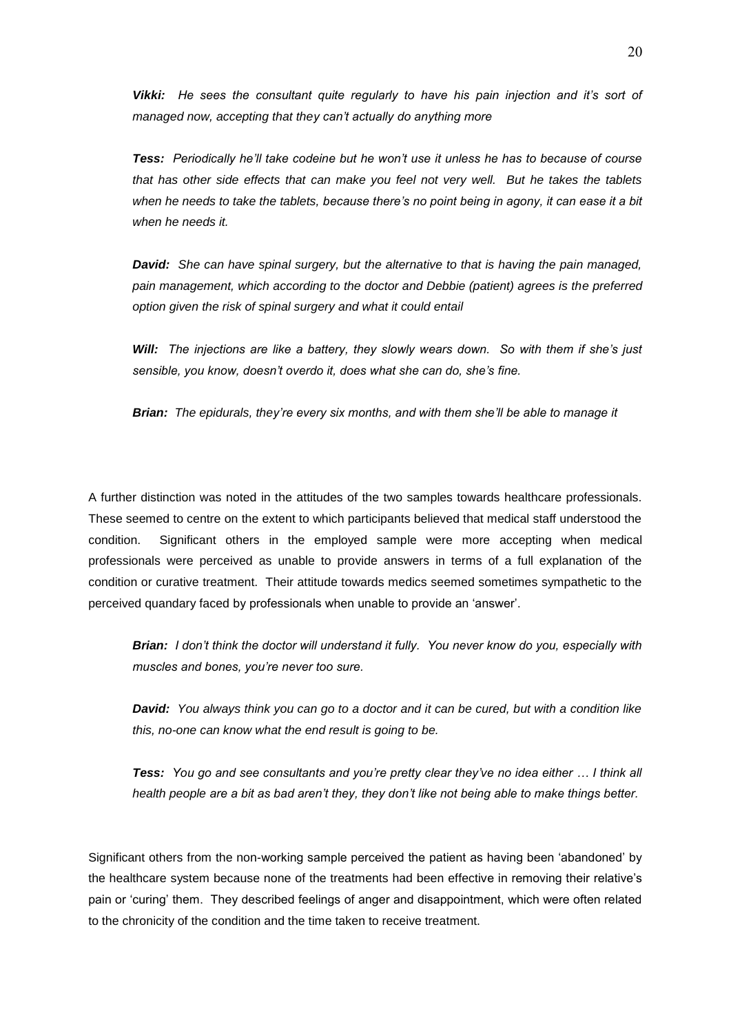> ***Vikki:*** *He sees the consultant quite regularly to have his pain injection and it's sort of managed now, accepting that they can't actually do anything more*

> ***Tess:*** *Periodically he'll take codeine but he won't use it unless he has to because of course that has other side effects that can make you feel not very well. But he takes the tablets when he needs to take the tablets, because there's no point being in agony, it can ease it a bit when he needs it.*

> ***David:*** *She can have spinal surgery, but the alternative to that is having the pain managed, pain management, which according to the doctor and Debbie (patient) agrees is the preferred option given the risk of spinal surgery and what it could entail*

> ***Will:*** *The injections are like a battery, they slowly wears down. So with them if she's just sensible, you know, doesn't overdo it, does what she can do, she's fine.*

> ***Brian:*** *The epidurals, they're every six months, and with them she'll be able to manage it*

A further distinction was noted in the attitudes of the two samples towards healthcare professionals. These seemed to centre on the extent to which participants believed that medical staff understood the condition. Significant others in the employed sample were more accepting when medical professionals were perceived as unable to provide answers in terms of a full explanation of the condition or curative treatment. Their attitude towards medics seemed sometimes sympathetic to the perceived quandary faced by professionals when unable to provide an 'answer'.

> ***Brian:*** *I don't think the doctor will understand it fully. You never know do you, especially with muscles and bones, you're never too sure.*

> ***David:*** *You always think you can go to a doctor and it can be cured, but with a condition like this, no-one can know what the end result is going to be.*

> ***Tess:*** *You go and see consultants and you're pretty clear they've no idea either … I think all health people are a bit as bad aren't they, they don't like not being able to make things better.*

Significant others from the non-working sample perceived the patient as having been 'abandoned' by the healthcare system because none of the treatments had been effective in removing their relative's pain or 'curing' them. They described feelings of anger and disappointment, which were often related to the chronicity of the condition and the time taken to receive treatment.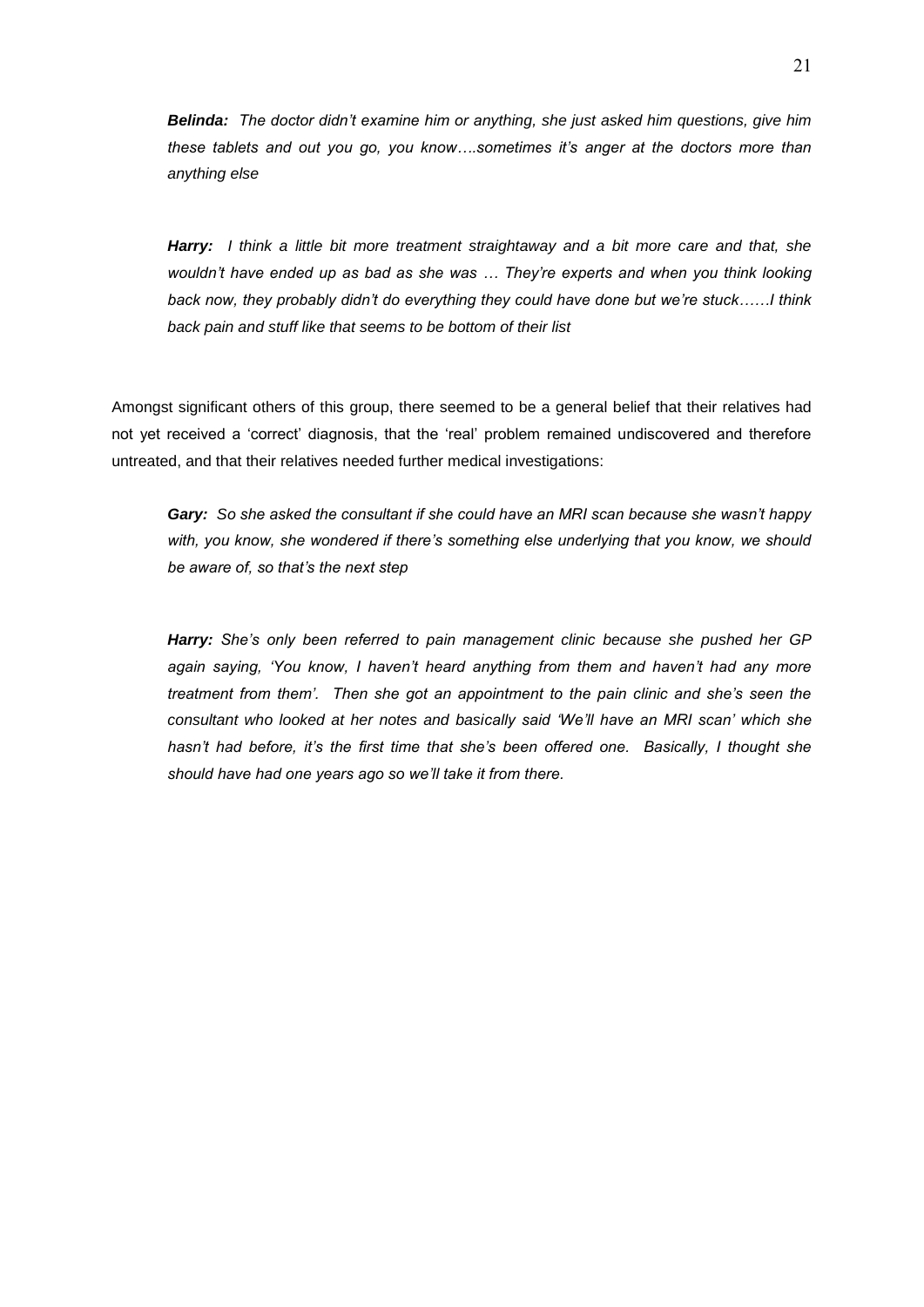> ***Belinda:*** *The doctor didn't examine him or anything, she just asked him questions, give him these tablets and out you go, you know….sometimes it's anger at the doctors more than anything else*

> ***Harry:*** *I think a little bit more treatment straightaway and a bit more care and that, she wouldn't have ended up as bad as she was … They're experts and when you think looking back now, they probably didn't do everything they could have done but we're stuck……I think back pain and stuff like that seems to be bottom of their list*

Amongst significant others of this group, there seemed to be a general belief that their relatives had not yet received a 'correct' diagnosis, that the 'real' problem remained undiscovered and therefore untreated, and that their relatives needed further medical investigations:

> ***Gary:*** *So she asked the consultant if she could have an MRI scan because she wasn't happy with, you know, she wondered if there's something else underlying that you know, we should be aware of, so that's the next step*

> ***Harry:*** *She's only been referred to pain management clinic because she pushed her GP again saying, 'You know, I haven't heard anything from them and haven't had any more treatment from them'. Then she got an appointment to the pain clinic and she's seen the consultant who looked at her notes and basically said 'We'll have an MRI scan' which she hasn't had before, it's the first time that she's been offered one. Basically, I thought she should have had one years ago so we'll take it from there.*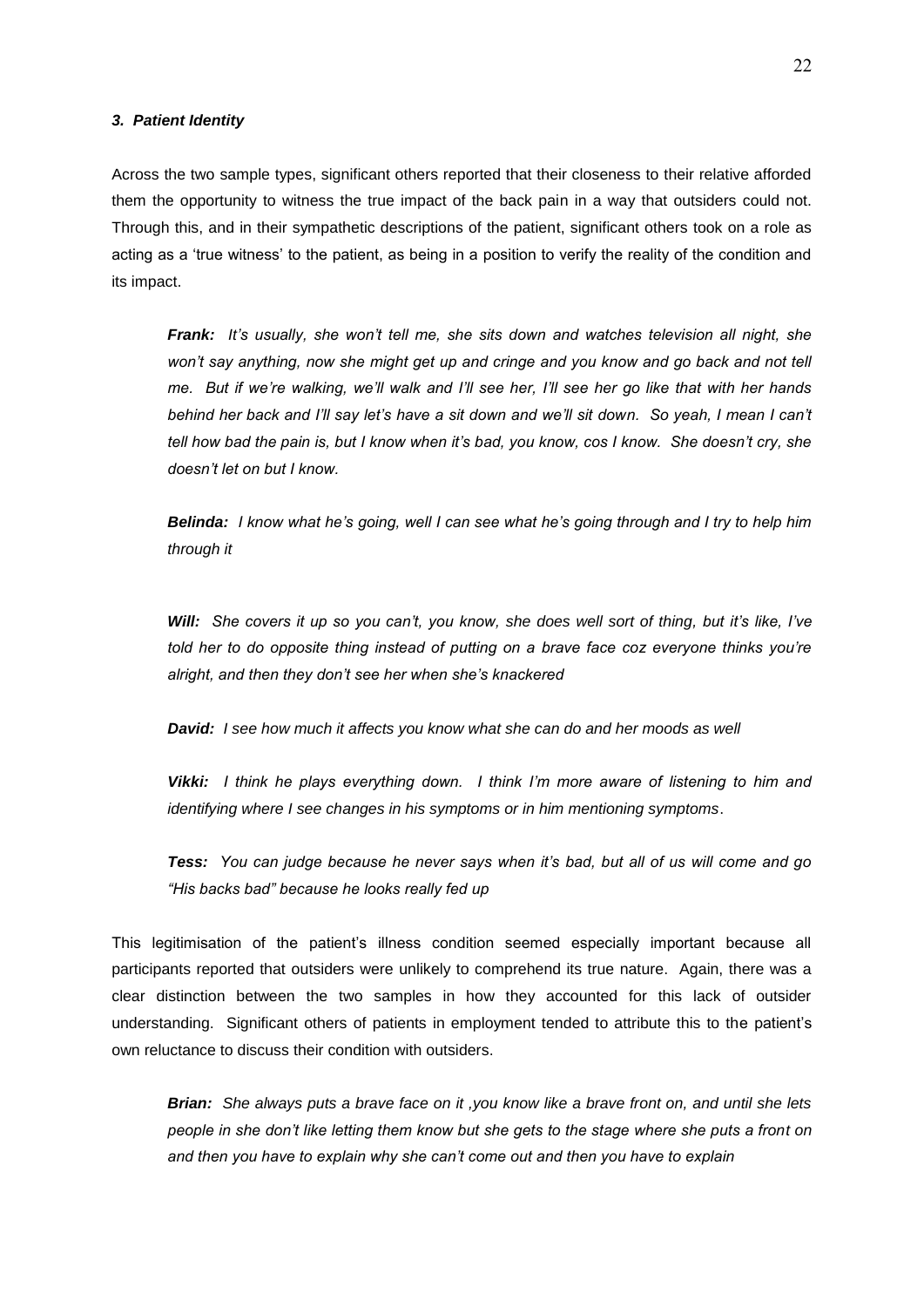### *3. Patient Identity*

Across the two sample types, significant others reported that their closeness to their relative afforded them the opportunity to witness the true impact of the back pain in a way that outsiders could not. Through this, and in their sympathetic descriptions of the patient, significant others took on a role as acting as a 'true witness' to the patient, as being in a position to verify the reality of the condition and its impact.

> ***Frank:*** *It's usually, she won't tell me, she sits down and watches television all night, she won't say anything, now she might get up and cringe and you know and go back and not tell me. But if we're walking, we'll walk and I'll see her, I'll see her go like that with her hands behind her back and I'll say let's have a sit down and we'll sit down. So yeah, I mean I can't tell how bad the pain is, but I know when it's bad, you know, cos I know. She doesn't cry, she doesn't let on but I know.*
>
> ***Belinda:*** *I know what he's going, well I can see what he's going through and I try to help him through it*
>
> ***Will:*** *She covers it up so you can't, you know, she does well sort of thing, but it's like, I've told her to do opposite thing instead of putting on a brave face coz everyone thinks you're alright, and then they don't see her when she's knackered*
>
> ***David:*** *I see how much it affects you know what she can do and her moods as well*
>
> ***Vikki:*** *I think he plays everything down. I think I'm more aware of listening to him and identifying where I see changes in his symptoms or in him mentioning symptoms*.
>
> ***Tess:*** *You can judge because he never says when it's bad, but all of us will come and go "His backs bad" because he looks really fed up*

This legitimisation of the patient's illness condition seemed especially important because all participants reported that outsiders were unlikely to comprehend its true nature. Again, there was a clear distinction between the two samples in how they accounted for this lack of outsider understanding. Significant others of patients in employment tended to attribute this to the patient's own reluctance to discuss their condition with outsiders.

> ***Brian:*** *She always puts a brave face on it ,you know like a brave front on, and until she lets people in she don't like letting them know but she gets to the stage where she puts a front on and then you have to explain why she can't come out and then you have to explain*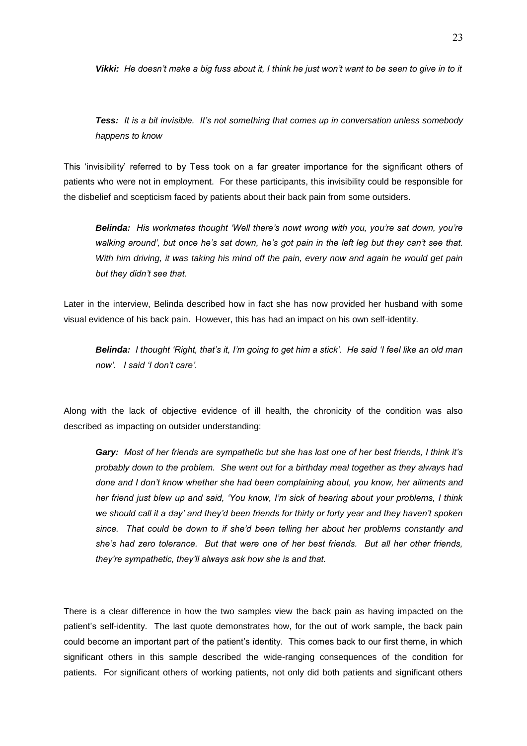***Vikki:** He doesn't make a big fuss about it, I think he just won't want to be seen to give in to it*

***Tess:** It is a bit invisible. It's not something that comes up in conversation unless somebody happens to know*

This 'invisibility' referred to by Tess took on a far greater importance for the significant others of patients who were not in employment. For these participants, this invisibility could be responsible for the disbelief and scepticism faced by patients about their back pain from some outsiders.

***Belinda:** His workmates thought 'Well there's nowt wrong with you, you're sat down, you're walking around', but once he's sat down, he's got pain in the left leg but they can't see that. With him driving, it was taking his mind off the pain, every now and again he would get pain but they didn't see that.*

Later in the interview, Belinda described how in fact she has now provided her husband with some visual evidence of his back pain. However, this has had an impact on his own self-identity.

***Belinda:** I thought 'Right, that's it, I'm going to get him a stick'. He said 'I feel like an old man now'. I said 'I don't care'.*

Along with the lack of objective evidence of ill health, the chronicity of the condition was also described as impacting on outsider understanding:

***Gary:** Most of her friends are sympathetic but she has lost one of her best friends, I think it's probably down to the problem. She went out for a birthday meal together as they always had done and I don't know whether she had been complaining about, you know, her ailments and her friend just blew up and said, 'You know, I'm sick of hearing about your problems, I think we should call it a day' and they'd been friends for thirty or forty year and they haven't spoken since. That could be down to if she'd been telling her about her problems constantly and she's had zero tolerance. But that were one of her best friends. But all her other friends, they're sympathetic, they'll always ask how she is and that.*

There is a clear difference in how the two samples view the back pain as having impacted on the patient's self-identity. The last quote demonstrates how, for the out of work sample, the back pain could become an important part of the patient's identity. This comes back to our first theme, in which significant others in this sample described the wide-ranging consequences of the condition for patients. For significant others of working patients, not only did both patients and significant others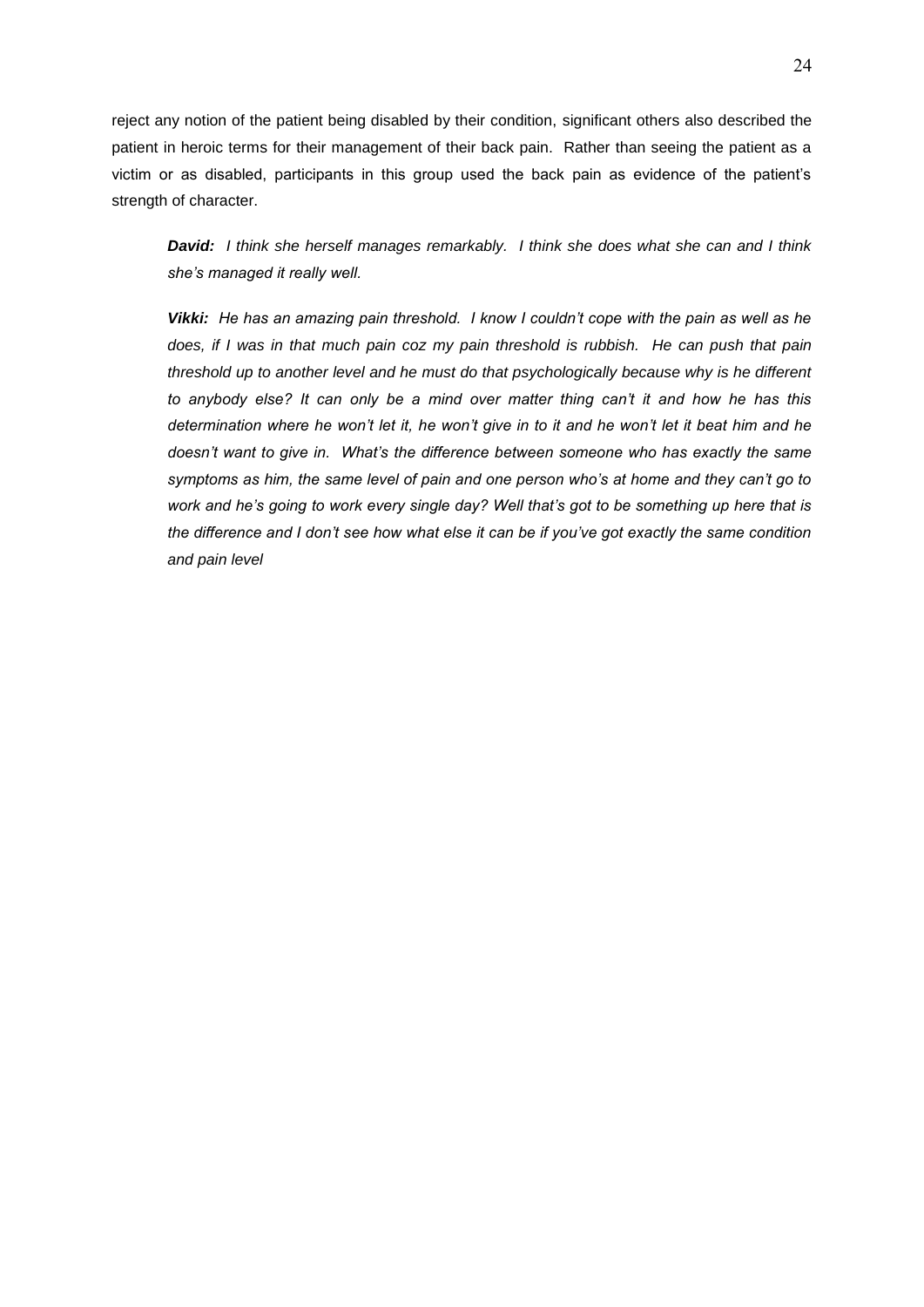reject any notion of the patient being disabled by their condition, significant others also described the patient in heroic terms for their management of their back pain. Rather than seeing the patient as a victim or as disabled, participants in this group used the back pain as evidence of the patient's strength of character.

> ***David:*** *I think she herself manages remarkably. I think she does what she can and I think she's managed it really well.*

> ***Vikki:*** *He has an amazing pain threshold. I know I couldn't cope with the pain as well as he does, if I was in that much pain coz my pain threshold is rubbish. He can push that pain threshold up to another level and he must do that psychologically because why is he different to anybody else? It can only be a mind over matter thing can't it and how he has this determination where he won't let it, he won't give in to it and he won't let it beat him and he doesn't want to give in. What's the difference between someone who has exactly the same symptoms as him, the same level of pain and one person who's at home and they can't go to work and he's going to work every single day? Well that's got to be something up here that is the difference and I don't see how what else it can be if you've got exactly the same condition and pain level*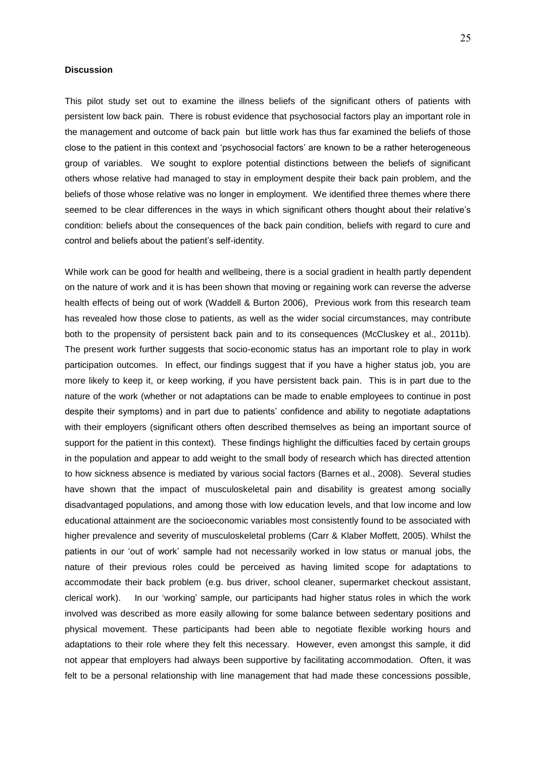**Discussion**

This pilot study set out to examine the illness beliefs of the significant others of patients with persistent low back pain. There is robust evidence that psychosocial factors play an important role in the management and outcome of back pain but little work has thus far examined the beliefs of those close to the patient in this context and 'psychosocial factors' are known to be a rather heterogeneous group of variables. We sought to explore potential distinctions between the beliefs of significant others whose relative had managed to stay in employment despite their back pain problem, and the beliefs of those whose relative was no longer in employment. We identified three themes where there seemed to be clear differences in the ways in which significant others thought about their relative's condition: beliefs about the consequences of the back pain condition, beliefs with regard to cure and control and beliefs about the patient's self-identity.

While work can be good for health and wellbeing, there is a social gradient in health partly dependent on the nature of work and it is has been shown that moving or regaining work can reverse the adverse health effects of being out of work (Waddell & Burton 2006), Previous work from this research team has revealed how those close to patients, as well as the wider social circumstances, may contribute both to the propensity of persistent back pain and to its consequences (McCluskey et al., 2011b). The present work further suggests that socio-economic status has an important role to play in work participation outcomes. In effect, our findings suggest that if you have a higher status job, you are more likely to keep it, or keep working, if you have persistent back pain. This is in part due to the nature of the work (whether or not adaptations can be made to enable employees to continue in post despite their symptoms) and in part due to patients' confidence and ability to negotiate adaptations with their employers (significant others often described themselves as being an important source of support for the patient in this context). These findings highlight the difficulties faced by certain groups in the population and appear to add weight to the small body of research which has directed attention to how sickness absence is mediated by various social factors (Barnes et al., 2008). Several studies have shown that the impact of musculoskeletal pain and disability is greatest among socially disadvantaged populations, and among those with low education levels, and that low income and low educational attainment are the socioeconomic variables most consistently found to be associated with higher prevalence and severity of musculoskeletal problems (Carr & Klaber Moffett, 2005). Whilst the patients in our 'out of work' sample had not necessarily worked in low status or manual jobs, the nature of their previous roles could be perceived as having limited scope for adaptations to accommodate their back problem (e.g. bus driver, school cleaner, supermarket checkout assistant, clerical work). In our 'working' sample, our participants had higher status roles in which the work involved was described as more easily allowing for some balance between sedentary positions and physical movement. These participants had been able to negotiate flexible working hours and adaptations to their role where they felt this necessary. However, even amongst this sample, it did not appear that employers had always been supportive by facilitating accommodation. Often, it was felt to be a personal relationship with line management that had made these concessions possible,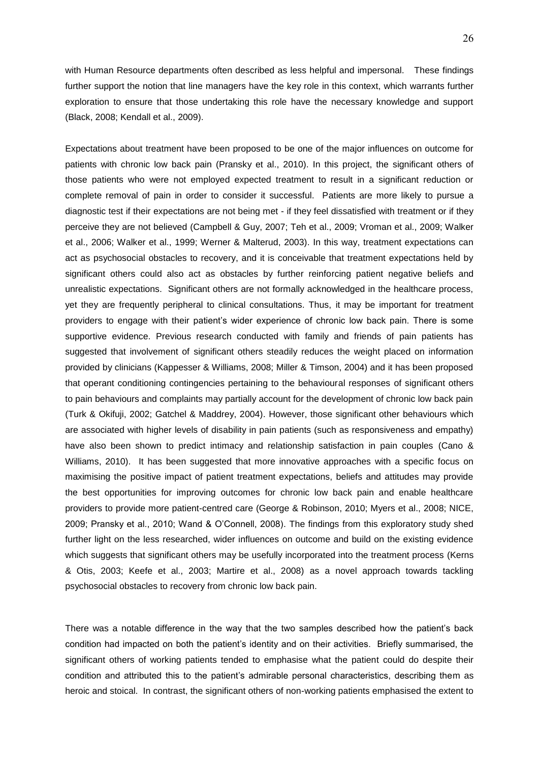with Human Resource departments often described as less helpful and impersonal. These findings further support the notion that line managers have the key role in this context, which warrants further exploration to ensure that those undertaking this role have the necessary knowledge and support (Black, 2008; Kendall et al., 2009).

Expectations about treatment have been proposed to be one of the major influences on outcome for patients with chronic low back pain (Pransky et al., 2010). In this project, the significant others of those patients who were not employed expected treatment to result in a significant reduction or complete removal of pain in order to consider it successful. Patients are more likely to pursue a diagnostic test if their expectations are not being met - if they feel dissatisfied with treatment or if they perceive they are not believed (Campbell & Guy, 2007; Teh et al., 2009; Vroman et al., 2009; Walker et al., 2006; Walker et al., 1999; Werner & Malterud, 2003). In this way, treatment expectations can act as psychosocial obstacles to recovery, and it is conceivable that treatment expectations held by significant others could also act as obstacles by further reinforcing patient negative beliefs and unrealistic expectations. Significant others are not formally acknowledged in the healthcare process, yet they are frequently peripheral to clinical consultations. Thus, it may be important for treatment providers to engage with their patient's wider experience of chronic low back pain. There is some supportive evidence. Previous research conducted with family and friends of pain patients has suggested that involvement of significant others steadily reduces the weight placed on information provided by clinicians (Kappesser & Williams, 2008; Miller & Timson, 2004) and it has been proposed that operant conditioning contingencies pertaining to the behavioural responses of significant others to pain behaviours and complaints may partially account for the development of chronic low back pain (Turk & Okifuji, 2002; Gatchel & Maddrey, 2004). However, those significant other behaviours which are associated with higher levels of disability in pain patients (such as responsiveness and empathy) have also been shown to predict intimacy and relationship satisfaction in pain couples (Cano & Williams, 2010). It has been suggested that more innovative approaches with a specific focus on maximising the positive impact of patient treatment expectations, beliefs and attitudes may provide the best opportunities for improving outcomes for chronic low back pain and enable healthcare providers to provide more patient-centred care (George & Robinson, 2010; Myers et al., 2008; NICE, 2009; Pransky et al., 2010; Wand & O'Connell, 2008). The findings from this exploratory study shed further light on the less researched, wider influences on outcome and build on the existing evidence which suggests that significant others may be usefully incorporated into the treatment process (Kerns & Otis, 2003; Keefe et al., 2003; Martire et al., 2008) as a novel approach towards tackling psychosocial obstacles to recovery from chronic low back pain.

There was a notable difference in the way that the two samples described how the patient's back condition had impacted on both the patient's identity and on their activities. Briefly summarised, the significant others of working patients tended to emphasise what the patient could do despite their condition and attributed this to the patient's admirable personal characteristics, describing them as heroic and stoical. In contrast, the significant others of non-working patients emphasised the extent to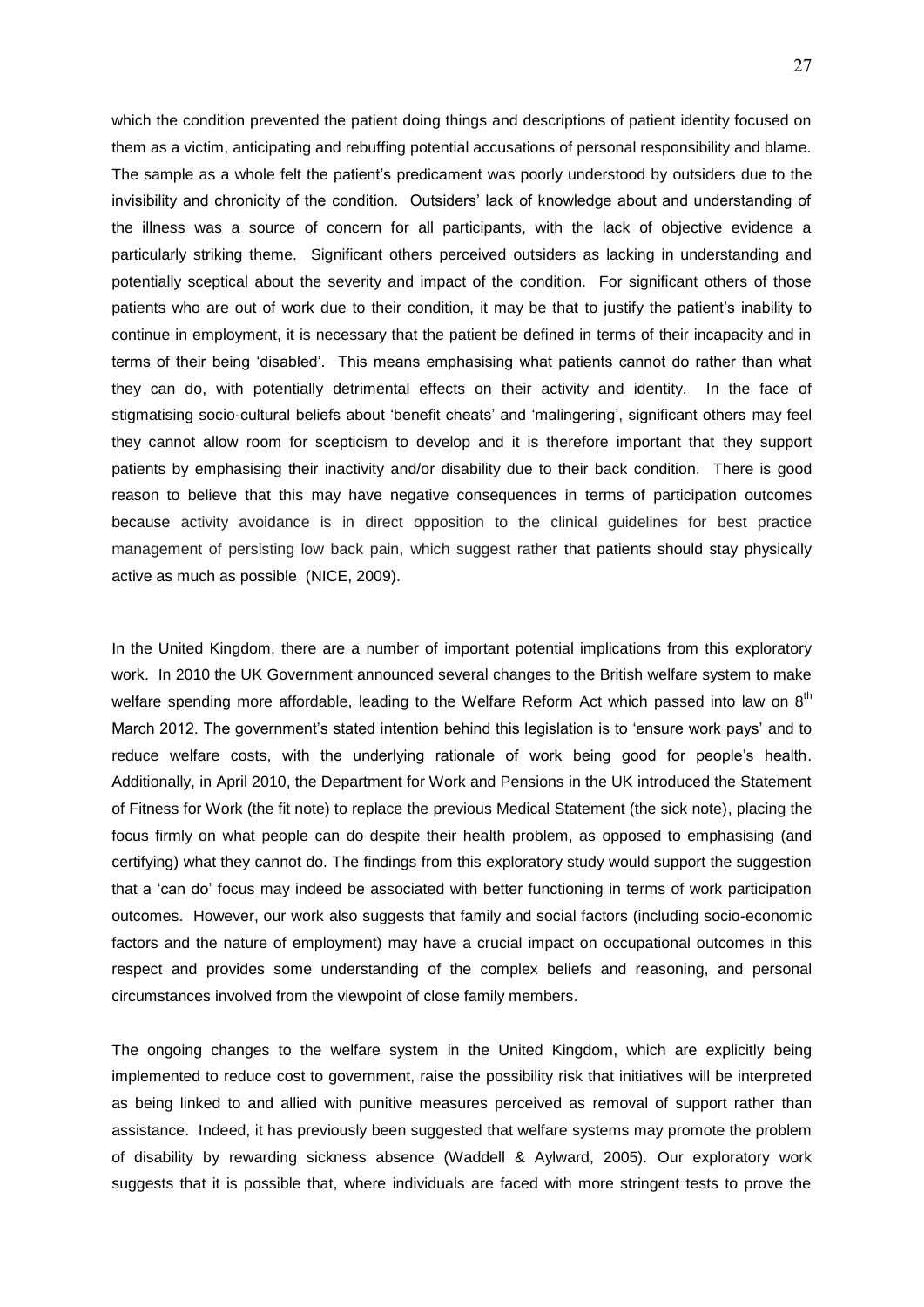which the condition prevented the patient doing things and descriptions of patient identity focused on them as a victim, anticipating and rebuffing potential accusations of personal responsibility and blame. The sample as a whole felt the patient's predicament was poorly understood by outsiders due to the invisibility and chronicity of the condition. Outsiders' lack of knowledge about and understanding of the illness was a source of concern for all participants, with the lack of objective evidence a particularly striking theme. Significant others perceived outsiders as lacking in understanding and potentially sceptical about the severity and impact of the condition. For significant others of those patients who are out of work due to their condition, it may be that to justify the patient's inability to continue in employment, it is necessary that the patient be defined in terms of their incapacity and in terms of their being 'disabled'. This means emphasising what patients cannot do rather than what they can do, with potentially detrimental effects on their activity and identity. In the face of stigmatising socio-cultural beliefs about 'benefit cheats' and 'malingering', significant others may feel they cannot allow room for scepticism to develop and it is therefore important that they support patients by emphasising their inactivity and/or disability due to their back condition. There is good reason to believe that this may have negative consequences in terms of participation outcomes because activity avoidance is in direct opposition to the clinical guidelines for best practice management of persisting low back pain, which suggest rather that patients should stay physically active as much as possible (NICE, 2009).

In the United Kingdom, there are a number of important potential implications from this exploratory work. In 2010 the UK Government announced several changes to the British welfare system to make welfare spending more affordable, leading to the Welfare Reform Act which passed into law on 8th March 2012. The government's stated intention behind this legislation is to 'ensure work pays' and to reduce welfare costs, with the underlying rationale of work being good for people's health. Additionally, in April 2010, the Department for Work and Pensions in the UK introduced the Statement of Fitness for Work (the fit note) to replace the previous Medical Statement (the sick note), placing the focus firmly on what people can do despite their health problem, as opposed to emphasising (and certifying) what they cannot do. The findings from this exploratory study would support the suggestion that a 'can do' focus may indeed be associated with better functioning in terms of work participation outcomes. However, our work also suggests that family and social factors (including socio-economic factors and the nature of employment) may have a crucial impact on occupational outcomes in this respect and provides some understanding of the complex beliefs and reasoning, and personal circumstances involved from the viewpoint of close family members.

The ongoing changes to the welfare system in the United Kingdom, which are explicitly being implemented to reduce cost to government, raise the possibility risk that initiatives will be interpreted as being linked to and allied with punitive measures perceived as removal of support rather than assistance. Indeed, it has previously been suggested that welfare systems may promote the problem of disability by rewarding sickness absence (Waddell & Aylward, 2005). Our exploratory work suggests that it is possible that, where individuals are faced with more stringent tests to prove the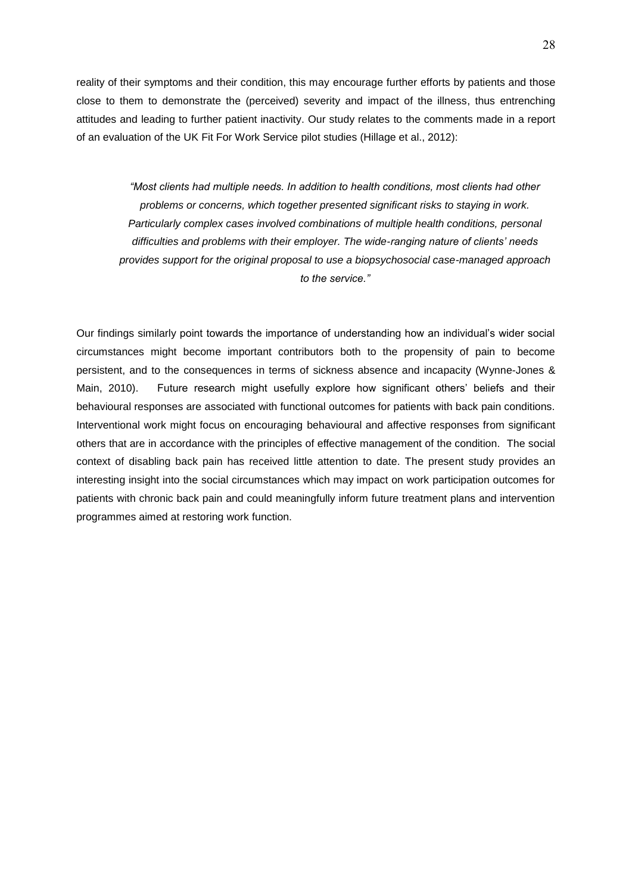reality of their symptoms and their condition, this may encourage further efforts by patients and those close to them to demonstrate the (perceived) severity and impact of the illness, thus entrenching attitudes and leading to further patient inactivity. Our study relates to the comments made in a report of an evaluation of the UK Fit For Work Service pilot studies (Hillage et al., 2012):

> *"Most clients had multiple needs. In addition to health conditions, most clients had other problems or concerns, which together presented significant risks to staying in work. Particularly complex cases involved combinations of multiple health conditions, personal difficulties and problems with their employer. The wide-ranging nature of clients' needs provides support for the original proposal to use a biopsychosocial case-managed approach to the service."*

Our findings similarly point towards the importance of understanding how an individual's wider social circumstances might become important contributors both to the propensity of pain to become persistent, and to the consequences in terms of sickness absence and incapacity (Wynne-Jones & Main, 2010). Future research might usefully explore how significant others' beliefs and their behavioural responses are associated with functional outcomes for patients with back pain conditions. Interventional work might focus on encouraging behavioural and affective responses from significant others that are in accordance with the principles of effective management of the condition. The social context of disabling back pain has received little attention to date. The present study provides an interesting insight into the social circumstances which may impact on work participation outcomes for patients with chronic back pain and could meaningfully inform future treatment plans and intervention programmes aimed at restoring work function.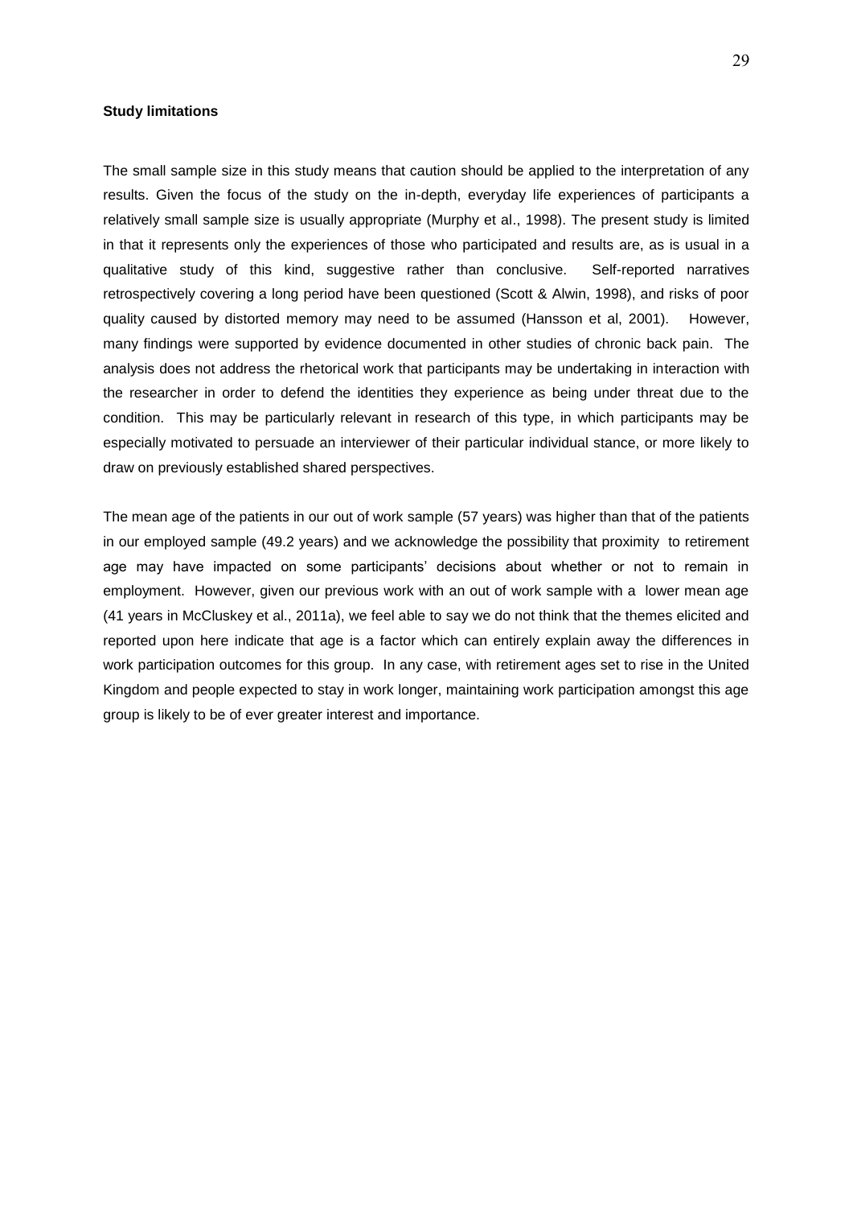**Study limitations**

The small sample size in this study means that caution should be applied to the interpretation of any results. Given the focus of the study on the in-depth, everyday life experiences of participants a relatively small sample size is usually appropriate (Murphy et al., 1998). The present study is limited in that it represents only the experiences of those who participated and results are, as is usual in a qualitative study of this kind, suggestive rather than conclusive. Self-reported narratives retrospectively covering a long period have been questioned (Scott & Alwin, 1998), and risks of poor quality caused by distorted memory may need to be assumed (Hansson et al, 2001). However, many findings were supported by evidence documented in other studies of chronic back pain. The analysis does not address the rhetorical work that participants may be undertaking in interaction with the researcher in order to defend the identities they experience as being under threat due to the condition. This may be particularly relevant in research of this type, in which participants may be especially motivated to persuade an interviewer of their particular individual stance, or more likely to draw on previously established shared perspectives.

The mean age of the patients in our out of work sample (57 years) was higher than that of the patients in our employed sample (49.2 years) and we acknowledge the possibility that proximity to retirement age may have impacted on some participants' decisions about whether or not to remain in employment. However, given our previous work with an out of work sample with a lower mean age (41 years in McCluskey et al., 2011a), we feel able to say we do not think that the themes elicited and reported upon here indicate that age is a factor which can entirely explain away the differences in work participation outcomes for this group. In any case, with retirement ages set to rise in the United Kingdom and people expected to stay in work longer, maintaining work participation amongst this age group is likely to be of ever greater interest and importance.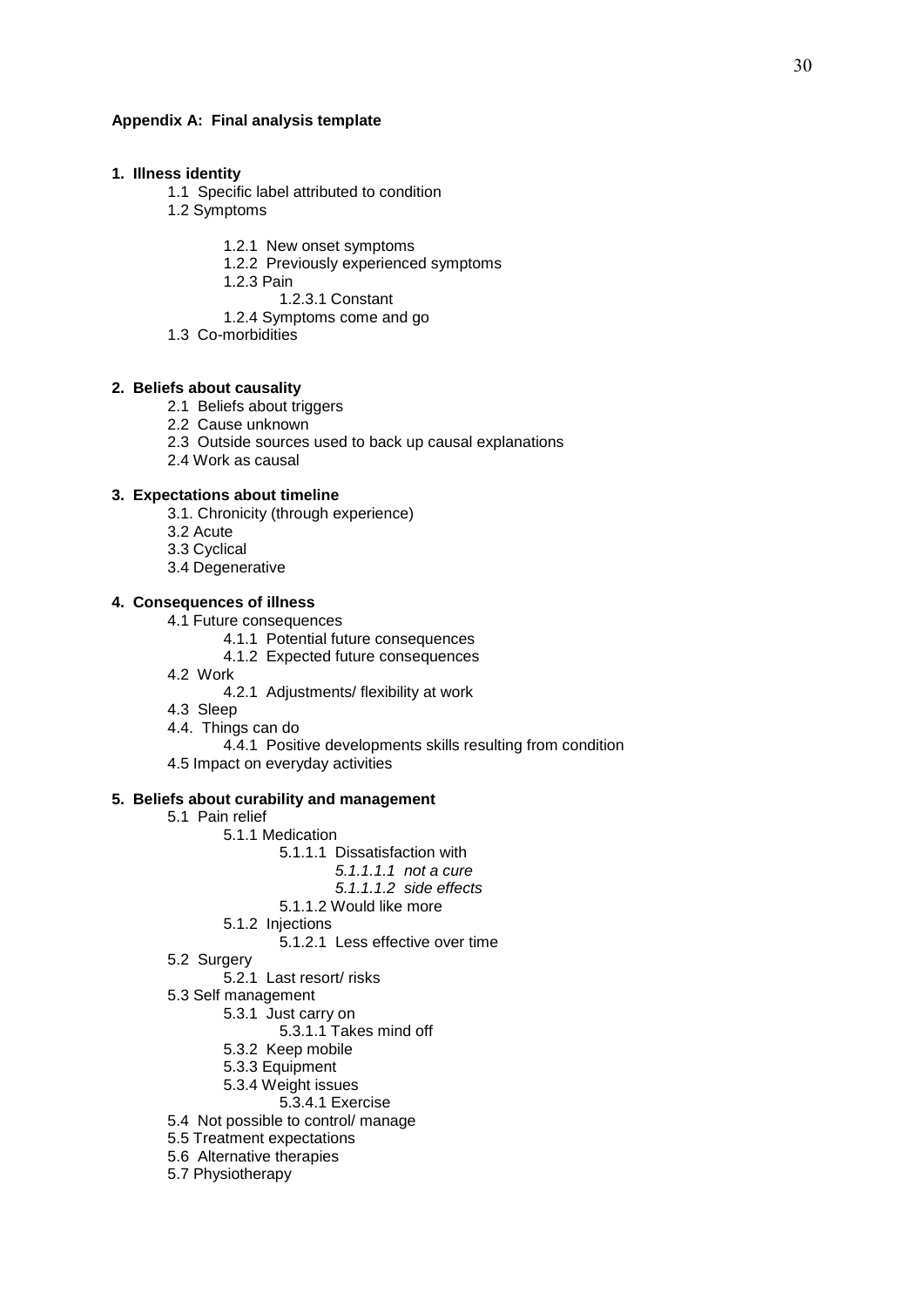**Appendix A: Final analysis template**

**1. Illness identity**

- 1.1 Specific label attributed to condition
- 1.2 Symptoms
  - 1.2.1 New onset symptoms
  - 1.2.2 Previously experienced symptoms
  - 1.2.3 Pain
    - 1.2.3.1 Constant
  - 1.2.4 Symptoms come and go
- 1.3 Co-morbidities

**2. Beliefs about causality**

- 2.1 Beliefs about triggers
- 2.2 Cause unknown
- 2.3 Outside sources used to back up causal explanations
- 2.4 Work as causal

**3. Expectations about timeline**

- 3.1. Chronicity (through experience)
- 3.2 Acute
- 3.3 Cyclical
- 3.4 Degenerative

**4. Consequences of illness**

- 4.1 Future consequences
  - 4.1.1 Potential future consequences
  - 4.1.2 Expected future consequences
- 4.2 Work
  - 4.2.1 Adjustments/ flexibility at work
- 4.3 Sleep
- 4.4. Things can do
  - 4.4.1 Positive developments skills resulting from condition
- 4.5 Impact on everyday activities

**5. Beliefs about curability and management**

- 5.1 Pain relief
  - 5.1.1 Medication
    - 5.1.1.1 Dissatisfaction with
      - *5.1.1.1.1 not a cure*
      - *5.1.1.1.2 side effects*
    - 5.1.1.2 Would like more
  - 5.1.2 Injections
    - 5.1.2.1 Less effective over time
- 5.2 Surgery
  - 5.2.1 Last resort/ risks
- 5.3 Self management
  - 5.3.1 Just carry on
    - 5.3.1.1 Takes mind off
  - 5.3.2 Keep mobile
  - 5.3.3 Equipment
  - 5.3.4 Weight issues
    - 5.3.4.1 Exercise
- 5.4 Not possible to control/ manage
- 5.5 Treatment expectations
- 5.6 Alternative therapies
- 5.7 Physiotherapy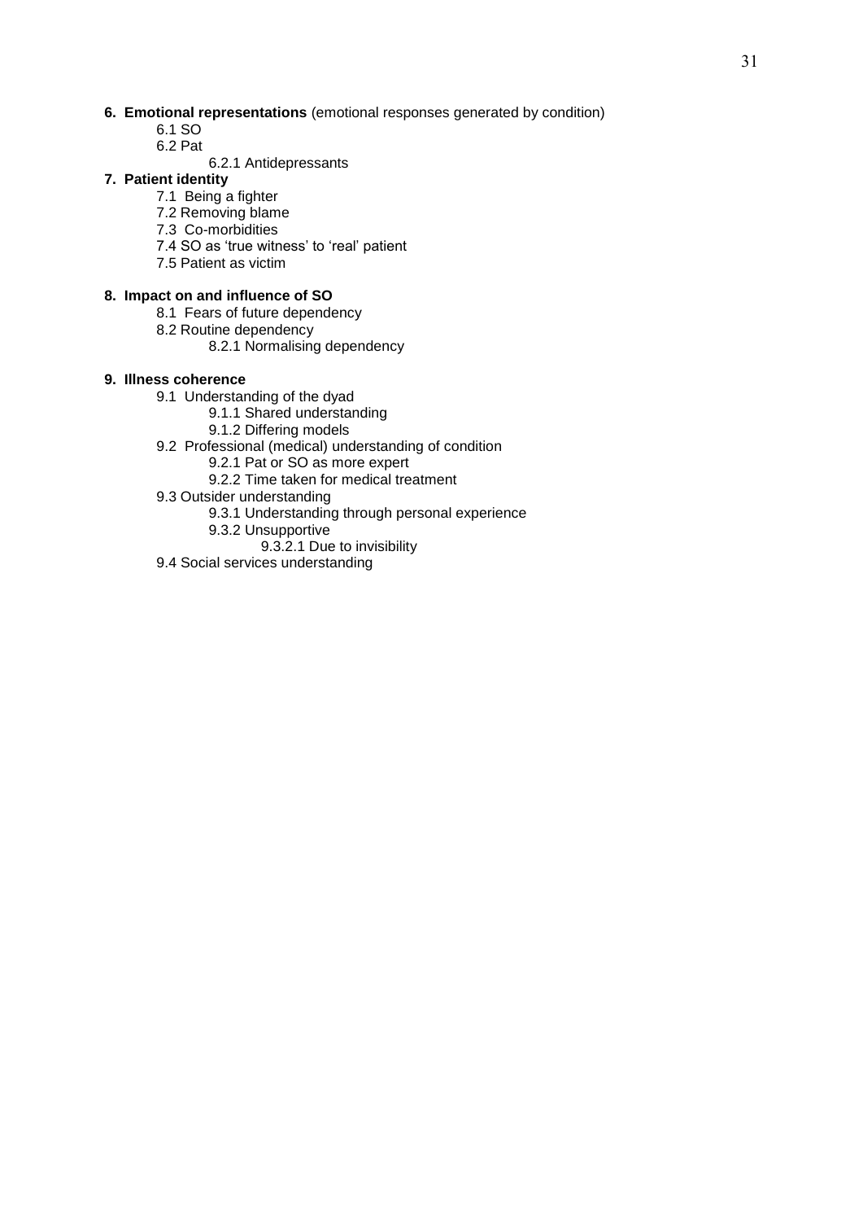**6. Emotional representations** (emotional responses generated by condition)

- 6.1 SO
- 6.2 Pat
  - 6.2.1 Antidepressants

**7. Patient identity**

- 7.1 Being a fighter
- 7.2 Removing blame
- 7.3 Co-morbidities
- 7.4 SO as 'true witness' to 'real' patient
- 7.5 Patient as victim

**8. Impact on and influence of SO**

- 8.1 Fears of future dependency
- 8.2 Routine dependency
  - 8.2.1 Normalising dependency

**9. Illness coherence**

- 9.1 Understanding of the dyad
  - 9.1.1 Shared understanding
  - 9.1.2 Differing models
- 9.2 Professional (medical) understanding of condition
  - 9.2.1 Pat or SO as more expert
  - 9.2.2 Time taken for medical treatment
- 9.3 Outsider understanding
  - 9.3.1 Understanding through personal experience
  - 9.3.2 Unsupportive
    - 9.3.2.1 Due to invisibility
- 9.4 Social services understanding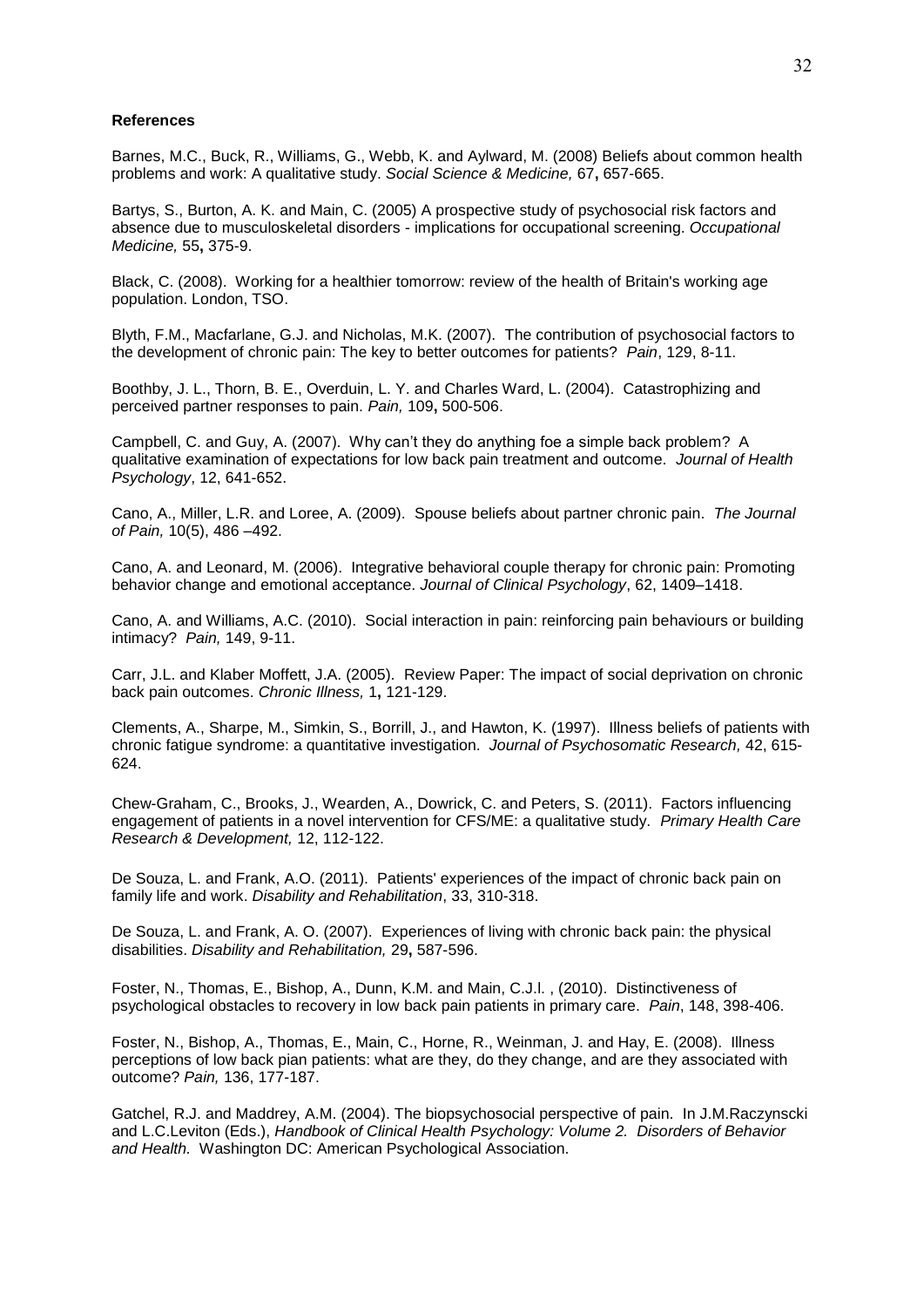**References**

Barnes, M.C., Buck, R., Williams, G., Webb, K. and Aylward, M. (2008) Beliefs about common health problems and work: A qualitative study. *Social Science & Medicine,* 67**,** 657-665.

Bartys, S., Burton, A. K. and Main, C. (2005) A prospective study of psychosocial risk factors and absence due to musculoskeletal disorders - implications for occupational screening. *Occupational Medicine,* 55**,** 375-9.

Black, C. (2008). Working for a healthier tomorrow: review of the health of Britain's working age population. London, TSO.

Blyth, F.M., Macfarlane, G.J. and Nicholas, M.K. (2007). The contribution of psychosocial factors to the development of chronic pain: The key to better outcomes for patients? *Pain*, 129, 8-11.

Boothby, J. L., Thorn, B. E., Overduin, L. Y. and Charles Ward, L. (2004). Catastrophizing and perceived partner responses to pain. *Pain,* 109**,** 500-506.

Campbell, C. and Guy, A. (2007). Why can't they do anything foe a simple back problem? A qualitative examination of expectations for low back pain treatment and outcome. *Journal of Health Psychology*, 12, 641-652.

Cano, A., Miller, L.R. and Loree, A. (2009). Spouse beliefs about partner chronic pain. *The Journal of Pain,* 10(5), 486 –492.

Cano, A. and Leonard, M. (2006). Integrative behavioral couple therapy for chronic pain: Promoting behavior change and emotional acceptance. *Journal of Clinical Psychology*, 62, 1409–1418.

Cano, A. and Williams, A.C. (2010). Social interaction in pain: reinforcing pain behaviours or building intimacy? *Pain,* 149, 9-11.

Carr, J.L. and Klaber Moffett, J.A. (2005). Review Paper: The impact of social deprivation on chronic back pain outcomes. *Chronic Illness,* 1**,** 121-129.

Clements, A., Sharpe, M., Simkin, S., Borrill, J., and Hawton, K. (1997). Illness beliefs of patients with chronic fatigue syndrome: a quantitative investigation. *Journal of Psychosomatic Research,* 42, 615-624.

Chew-Graham, C., Brooks, J., Wearden, A., Dowrick, C. and Peters, S. (2011). Factors influencing engagement of patients in a novel intervention for CFS/ME: a qualitative study. *Primary Health Care Research & Development,* 12, 112-122.

De Souza, L. and Frank, A.O. (2011). Patients' experiences of the impact of chronic back pain on family life and work. *Disability and Rehabilitation*, 33, 310-318.

De Souza, L. and Frank, A. O. (2007). Experiences of living with chronic back pain: the physical disabilities. *Disability and Rehabilitation,* 29**,** 587-596.

Foster, N., Thomas, E., Bishop, A., Dunn, K.M. and Main, C.J.l. , (2010). Distinctiveness of psychological obstacles to recovery in low back pain patients in primary care. *Pain*, 148, 398-406.

Foster, N., Bishop, A., Thomas, E., Main, C., Horne, R., Weinman, J. and Hay, E. (2008). Illness perceptions of low back pian patients: what are they, do they change, and are they associated with outcome? *Pain,* 136, 177-187.

Gatchel, R.J. and Maddrey, A.M. (2004). The biopsychosocial perspective of pain. In J.M.Raczynscki and L.C.Leviton (Eds.), *Handbook of Clinical Health Psychology: Volume 2. Disorders of Behavior and Health.* Washington DC: American Psychological Association.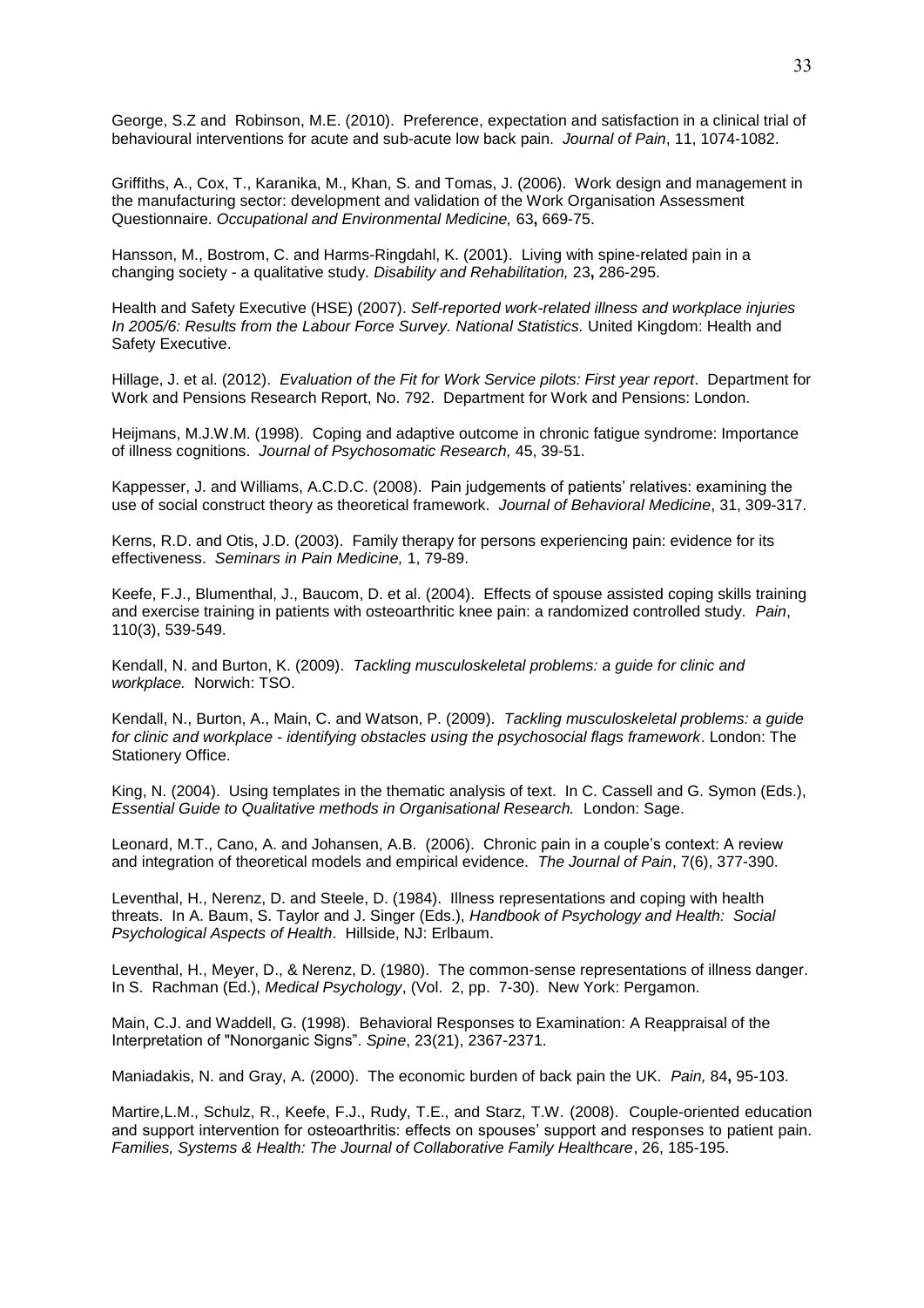George, S.Z and Robinson, M.E. (2010). Preference, expectation and satisfaction in a clinical trial of behavioural interventions for acute and sub-acute low back pain. *Journal of Pain*, 11, 1074-1082.

Griffiths, A., Cox, T., Karanika, M., Khan, S. and Tomas, J. (2006). Work design and management in the manufacturing sector: development and validation of the Work Organisation Assessment Questionnaire. *Occupational and Environmental Medicine,* 63**,** 669-75.

Hansson, M., Bostrom, C. and Harms-Ringdahl, K. (2001). Living with spine-related pain in a changing society - a qualitative study. *Disability and Rehabilitation,* 23**,** 286-295.

Health and Safety Executive (HSE) (2007). *Self-reported work-related illness and workplace injuries In 2005/6: Results from the Labour Force Survey. National Statistics.* United Kingdom: Health and Safety Executive.

Hillage, J. et al. (2012). *Evaluation of the Fit for Work Service pilots: First year report*. Department for Work and Pensions Research Report, No. 792. Department for Work and Pensions: London.

Heijmans, M.J.W.M. (1998). Coping and adaptive outcome in chronic fatigue syndrome: Importance of illness cognitions. *Journal of Psychosomatic Research,* 45, 39-51.

Kappesser, J. and Williams, A.C.D.C. (2008). Pain judgements of patients' relatives: examining the use of social construct theory as theoretical framework. *Journal of Behavioral Medicine*, 31, 309-317.

Kerns, R.D. and Otis, J.D. (2003). Family therapy for persons experiencing pain: evidence for its effectiveness. *Seminars in Pain Medicine,* 1, 79-89.

Keefe, F.J., Blumenthal, J., Baucom, D. et al. (2004). Effects of spouse assisted coping skills training and exercise training in patients with osteoarthritic knee pain: a randomized controlled study. *Pain*, 110(3), 539-549.

Kendall, N. and Burton, K. (2009). *Tackling musculoskeletal problems: a guide for clinic and workplace.* Norwich: TSO.

Kendall, N., Burton, A., Main, C. and Watson, P. (2009). *Tackling musculoskeletal problems: a guide for clinic and workplace - identifying obstacles using the psychosocial flags framework*. London: The Stationery Office.

King, N. (2004). Using templates in the thematic analysis of text. In C. Cassell and G. Symon (Eds.), *Essential Guide to Qualitative methods in Organisational Research.* London: Sage.

Leonard, M.T., Cano, A. and Johansen, A.B. (2006). Chronic pain in a couple's context: A review and integration of theoretical models and empirical evidence. *The Journal of Pain*, 7(6), 377-390.

Leventhal, H., Nerenz, D. and Steele, D. (1984). Illness representations and coping with health threats. In A. Baum, S. Taylor and J. Singer (Eds.), *Handbook of Psychology and Health: Social Psychological Aspects of Health*. Hillside, NJ: Erlbaum.

Leventhal, H., Meyer, D., & Nerenz, D. (1980). The common-sense representations of illness danger. In S. Rachman (Ed.), *Medical Psychology*, (Vol. 2, pp. 7-30). New York: Pergamon.

Main, C.J. and Waddell, G. (1998). Behavioral Responses to Examination: A Reappraisal of the Interpretation of "Nonorganic Signs". *Spine*, 23(21), 2367-2371.

Maniadakis, N. and Gray, A. (2000). The economic burden of back pain the UK. *Pain,* 84**,** 95-103.

Martire,L.M., Schulz, R., Keefe, F.J., Rudy, T.E., and Starz, T.W. (2008). Couple-oriented education and support intervention for osteoarthritis: effects on spouses' support and responses to patient pain. *Families, Systems & Health: The Journal of Collaborative Family Healthcare*, 26, 185-195.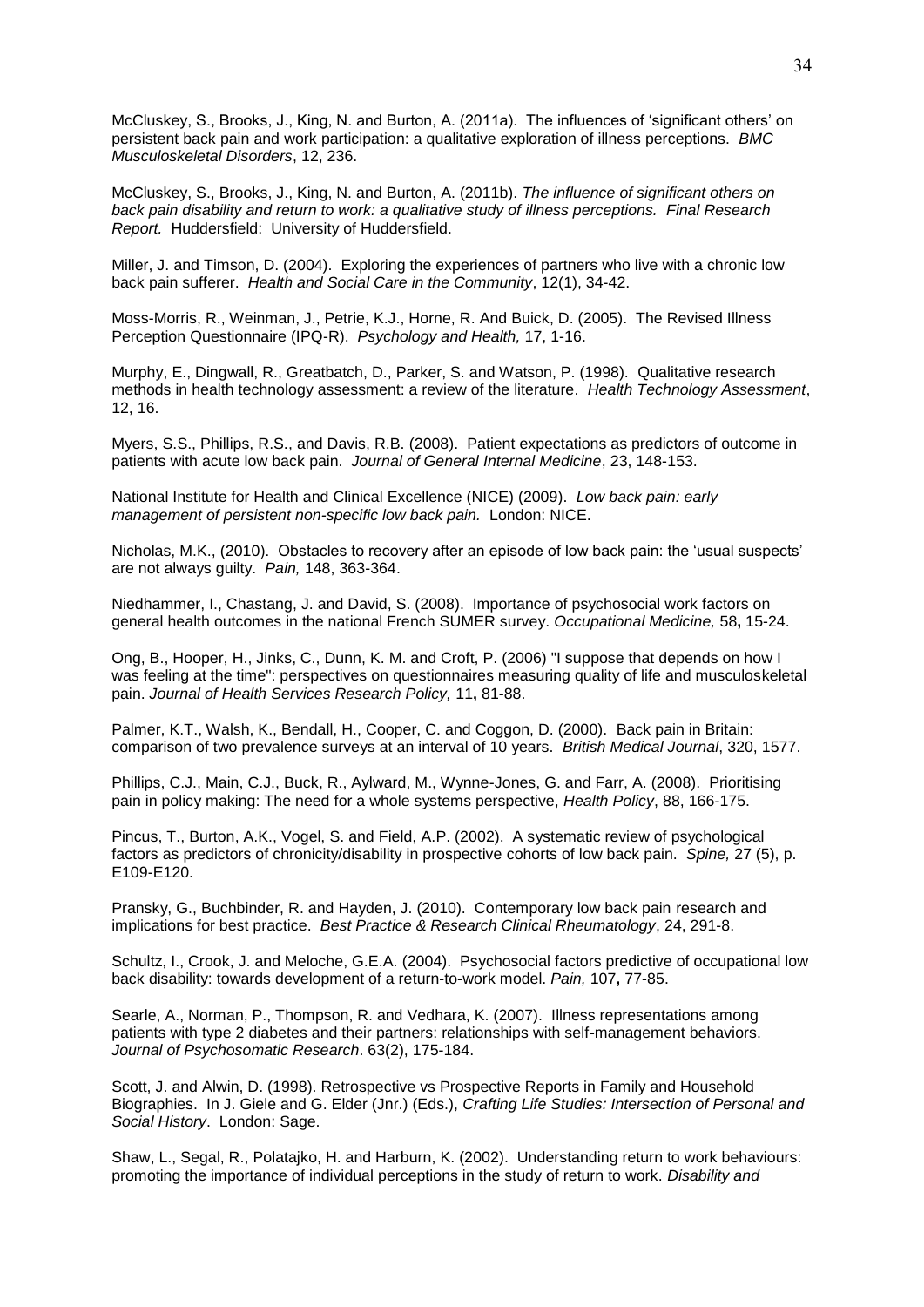McCluskey, S., Brooks, J., King, N. and Burton, A. (2011a). The influences of 'significant others' on persistent back pain and work participation: a qualitative exploration of illness perceptions. *BMC Musculoskeletal Disorders*, 12, 236.

McCluskey, S., Brooks, J., King, N. and Burton, A. (2011b). *The influence of significant others on back pain disability and return to work: a qualitative study of illness perceptions. Final Research Report.* Huddersfield: University of Huddersfield.

Miller, J. and Timson, D. (2004). Exploring the experiences of partners who live with a chronic low back pain sufferer. *Health and Social Care in the Community*, 12(1), 34-42.

Moss-Morris, R., Weinman, J., Petrie, K.J., Horne, R. And Buick, D. (2005). The Revised Illness Perception Questionnaire (IPQ-R). *Psychology and Health,* 17, 1-16.

Murphy, E., Dingwall, R., Greatbatch, D., Parker, S. and Watson, P. (1998). Qualitative research methods in health technology assessment: a review of the literature. *Health Technology Assessment*, 12, 16.

Myers, S.S., Phillips, R.S., and Davis, R.B. (2008). Patient expectations as predictors of outcome in patients with acute low back pain. *Journal of General Internal Medicine*, 23, 148-153.

National Institute for Health and Clinical Excellence (NICE) (2009). *Low back pain: early management of persistent non-specific low back pain.* London: NICE.

Nicholas, M.K., (2010). Obstacles to recovery after an episode of low back pain: the 'usual suspects' are not always guilty. *Pain,* 148, 363-364.

Niedhammer, I., Chastang, J. and David, S. (2008). Importance of psychosocial work factors on general health outcomes in the national French SUMER survey. *Occupational Medicine,* 58**,** 15-24.

Ong, B., Hooper, H., Jinks, C., Dunn, K. M. and Croft, P. (2006) "I suppose that depends on how I was feeling at the time": perspectives on questionnaires measuring quality of life and musculoskeletal pain. *Journal of Health Services Research Policy,* 11**,** 81-88.

Palmer, K.T., Walsh, K., Bendall, H., Cooper, C. and Coggon, D. (2000). Back pain in Britain: comparison of two prevalence surveys at an interval of 10 years. *British Medical Journal*, 320, 1577.

Phillips, C.J., Main, C.J., Buck, R., Aylward, M., Wynne-Jones, G. and Farr, A. (2008). Prioritising pain in policy making: The need for a whole systems perspective, *Health Policy*, 88, 166-175.

Pincus, T., Burton, A.K., Vogel, S. and Field, A.P. (2002). A systematic review of psychological factors as predictors of chronicity/disability in prospective cohorts of low back pain. *Spine,* 27 (5), p. E109-E120.

Pransky, G., Buchbinder, R. and Hayden, J. (2010). Contemporary low back pain research and implications for best practice. *Best Practice & Research Clinical Rheumatology*, 24, 291-8.

Schultz, I., Crook, J. and Meloche, G.E.A. (2004). Psychosocial factors predictive of occupational low back disability: towards development of a return-to-work model. *Pain,* 107**,** 77-85.

Searle, A., Norman, P., Thompson, R. and Vedhara, K. (2007). Illness representations among patients with type 2 diabetes and their partners: relationships with self-management behaviors. *Journal of Psychosomatic Research*. 63(2), 175-184.

Scott, J. and Alwin, D. (1998). Retrospective vs Prospective Reports in Family and Household Biographies. In J. Giele and G. Elder (Jnr.) (Eds.), *Crafting Life Studies: Intersection of Personal and Social History*. London: Sage.

Shaw, L., Segal, R., Polatajko, H. and Harburn, K. (2002). Understanding return to work behaviours: promoting the importance of individual perceptions in the study of return to work. *Disability and*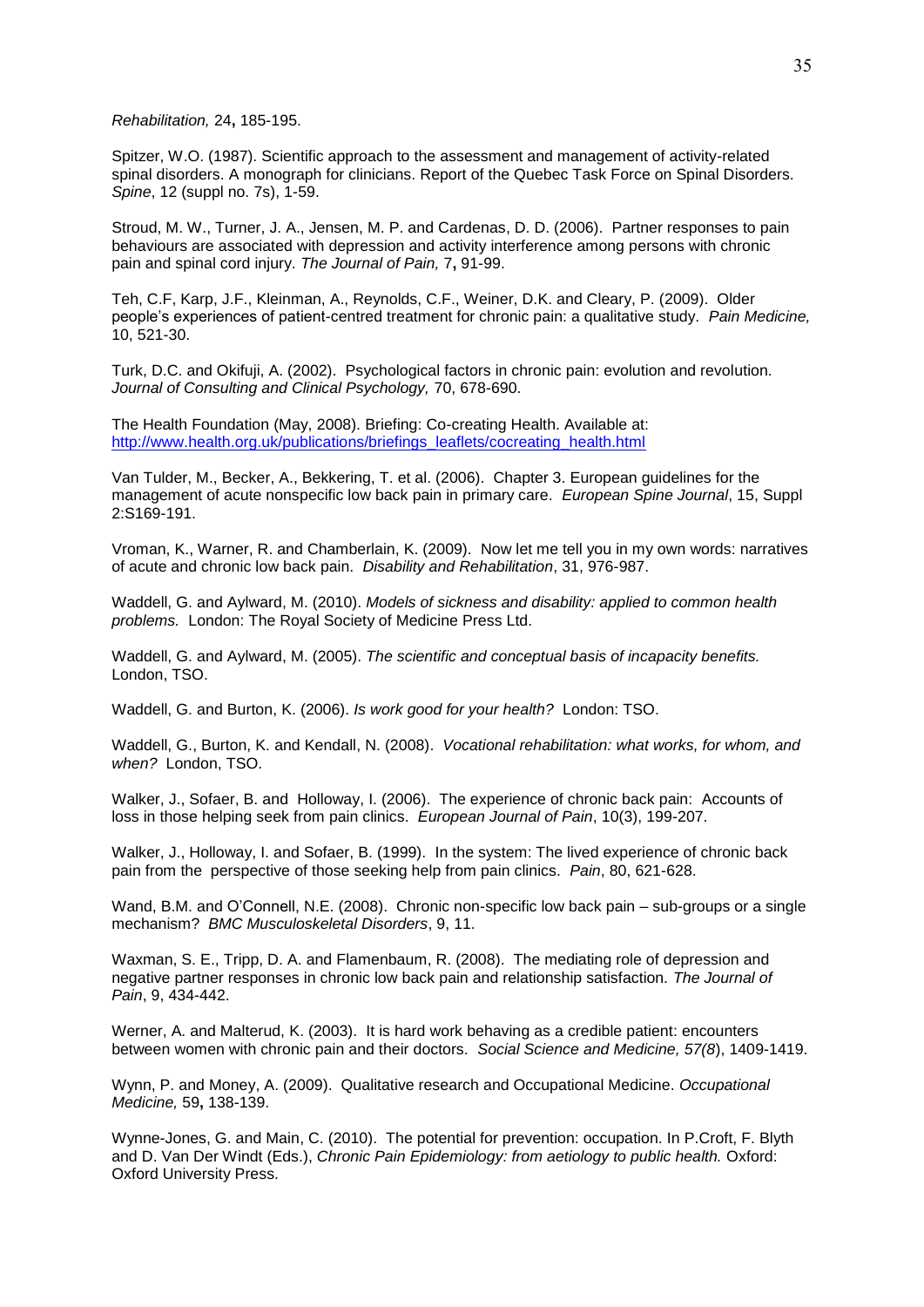*Rehabilitation,* 24**,** 185-195.

Spitzer, W.O. (1987). Scientific approach to the assessment and management of activity-related spinal disorders. A monograph for clinicians. Report of the Quebec Task Force on Spinal Disorders. *Spine*, 12 (suppl no. 7s), 1-59.

Stroud, M. W., Turner, J. A., Jensen, M. P. and Cardenas, D. D. (2006). Partner responses to pain behaviours are associated with depression and activity interference among persons with chronic pain and spinal cord injury. *The Journal of Pain,* 7**,** 91-99.

Teh, C.F, Karp, J.F., Kleinman, A., Reynolds, C.F., Weiner, D.K. and Cleary, P. (2009). Older people's experiences of patient-centred treatment for chronic pain: a qualitative study. *Pain Medicine,* 10, 521-30.

Turk, D.C. and Okifuji, A. (2002). Psychological factors in chronic pain: evolution and revolution. *Journal of Consulting and Clinical Psychology,* 70, 678-690.

The Health Foundation (May, 2008). Briefing: Co-creating Health. Available at: [http://www.health.org.uk/publications/briefings_leaflets/cocreating_health.html](http://www.health.org.uk/publications/briefings_leaflets/cocreating_health.html)

Van Tulder, M., Becker, A., Bekkering, T. et al. (2006). Chapter 3. European guidelines for the management of acute nonspecific low back pain in primary care. *European Spine Journal*, 15, Suppl 2:S169-191.

Vroman, K., Warner, R. and Chamberlain, K. (2009). Now let me tell you in my own words: narratives of acute and chronic low back pain. *Disability and Rehabilitation*, 31, 976-987.

Waddell, G. and Aylward, M. (2010). *Models of sickness and disability: applied to common health problems.* London: The Royal Society of Medicine Press Ltd.

Waddell, G. and Aylward, M. (2005). *The scientific and conceptual basis of incapacity benefits.* London, TSO.

Waddell, G. and Burton, K. (2006). *Is work good for your health?* London: TSO.

Waddell, G., Burton, K. and Kendall, N. (2008). *Vocational rehabilitation: what works, for whom, and when?* London, TSO.

Walker, J., Sofaer, B. and Holloway, I. (2006). The experience of chronic back pain: Accounts of loss in those helping seek from pain clinics. *European Journal of Pain*, 10(3), 199-207.

Walker, J., Holloway, I. and Sofaer, B. (1999). In the system: The lived experience of chronic back pain from the perspective of those seeking help from pain clinics. *Pain*, 80, 621-628.

Wand, B.M. and O'Connell, N.E. (2008). Chronic non-specific low back pain – sub-groups or a single mechanism? *BMC Musculoskeletal Disorders*, 9, 11.

Waxman, S. E., Tripp, D. A. and Flamenbaum, R. (2008). The mediating role of depression and negative partner responses in chronic low back pain and relationship satisfaction. *The Journal of Pain*, 9, 434-442.

Werner, A. and Malterud, K. (2003). It is hard work behaving as a credible patient: encounters between women with chronic pain and their doctors. *Social Science and Medicine, 57(8*), 1409-1419.

Wynn, P. and Money, A. (2009). Qualitative research and Occupational Medicine. *Occupational Medicine,* 59**,** 138-139.

Wynne-Jones, G. and Main, C. (2010). The potential for prevention: occupation. In P.Croft, F. Blyth and D. Van Der Windt (Eds.), *Chronic Pain Epidemiology: from aetiology to public health.* Oxford: Oxford University Press.